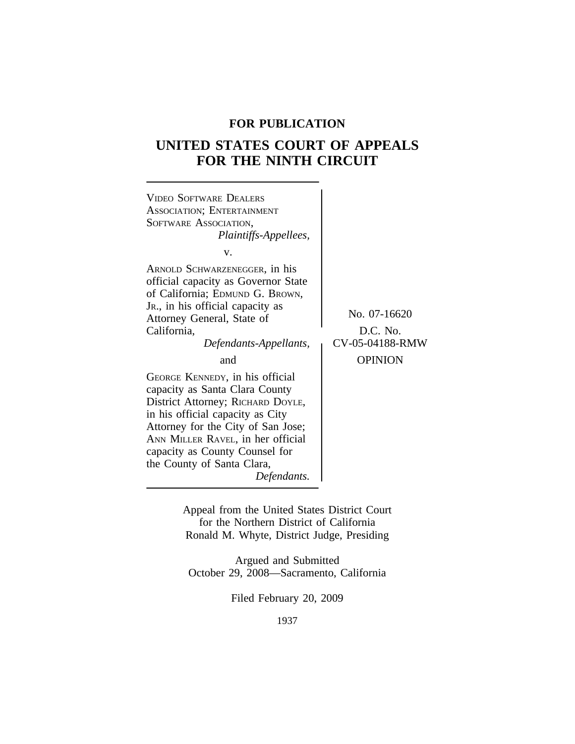**FOR PUBLICATION**

# UNITED STATES COURT OF APPEALS FOR THE NINTH CIRCUIT

VIDEO SOFTWARE DEALERS ASSOCIATION; ENTERTAINMENT SOFTWARE ASSOCIATION,
*Plaintiffs-Appellees,*

v.

ARNOLD SCHWARZENEGGER, in his official capacity as Governor State of California; EDMUND G. BROWN, JR., in his official capacity as Attorney General, State of California,
*Defendants-Appellants,*

and

GEORGE KENNEDY, in his official capacity as Santa Clara County District Attorney; RICHARD DOYLE, in his official capacity as City Attorney for the City of San Jose; ANN MILLER RAVEL, in her official capacity as County Counsel for the County of Santa Clara,
*Defendants.*

No. 07-16620

D.C. No. CV-05-04188-RMW

OPINION

Appeal from the United States District Court for the Northern District of California
Ronald M. Whyte, District Judge, Presiding

Argued and Submitted
October 29, 2008—Sacramento, California

Filed February 20, 2009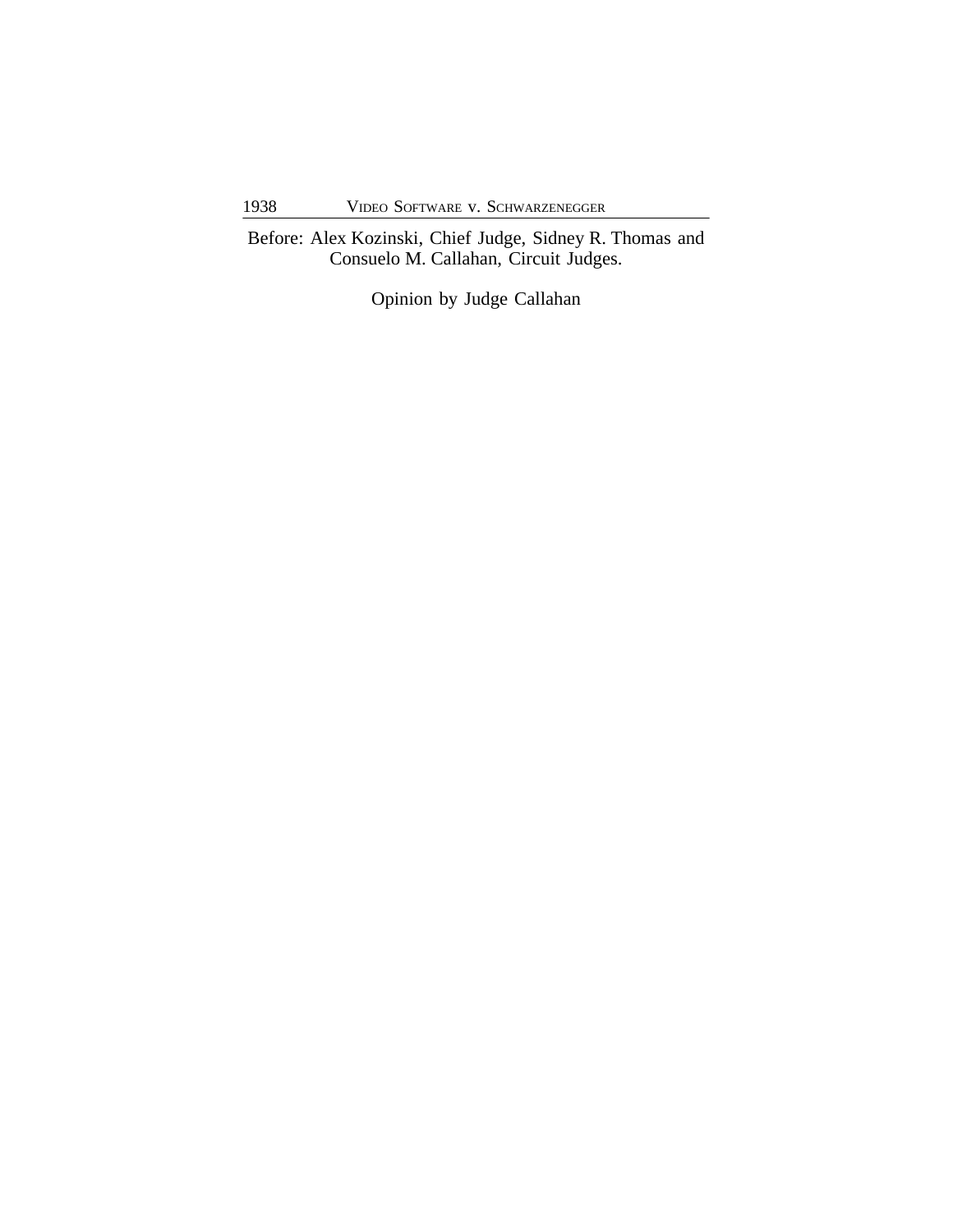Before: Alex Kozinski, Chief Judge, Sidney R. Thomas and Consuelo M. Callahan, Circuit Judges.

Opinion by Judge Callahan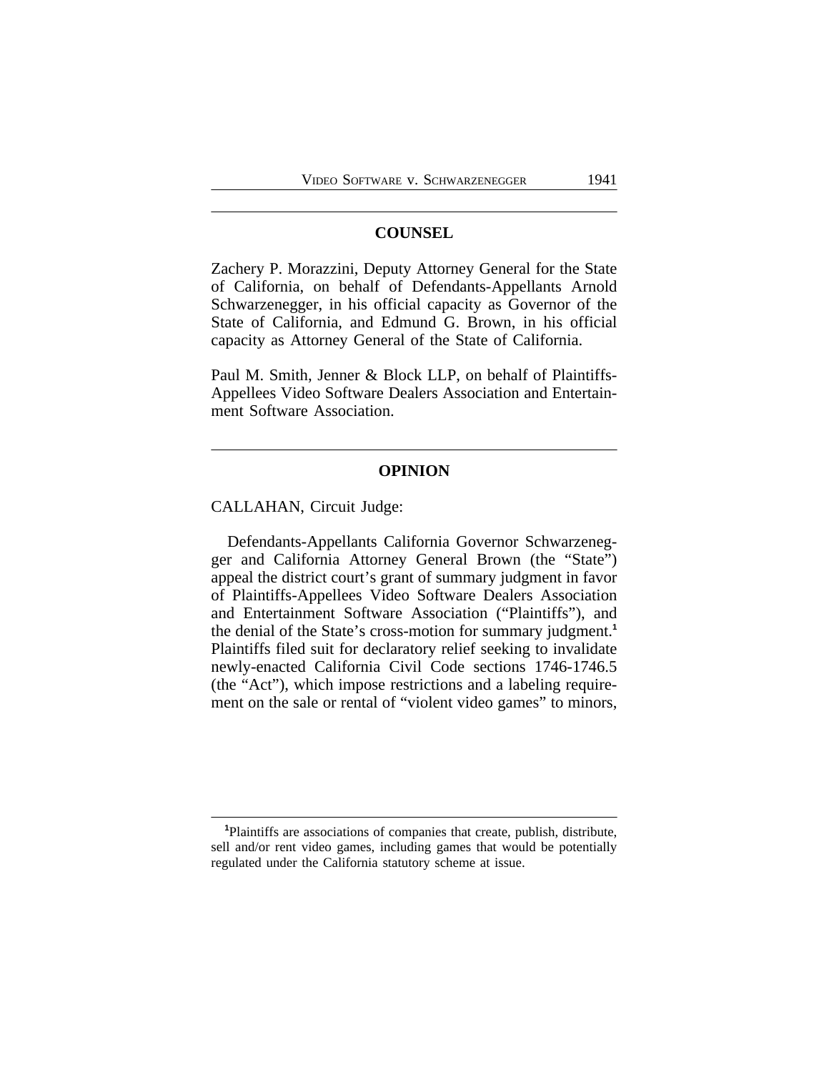## COUNSEL

Zachery P. Morazzini, Deputy Attorney General for the State of California, on behalf of Defendants-Appellants Arnold Schwarzenegger, in his official capacity as Governor of the State of California, and Edmund G. Brown, in his official capacity as Attorney General of the State of California.

Paul M. Smith, Jenner & Block LLP, on behalf of Plaintiffs-Appellees Video Software Dealers Association and Entertainment Software Association.

## OPINION

CALLAHAN, Circuit Judge:

Defendants-Appellants California Governor Schwarzenegger and California Attorney General Brown (the "State") appeal the district court's grant of summary judgment in favor of Plaintiffs-Appellees Video Software Dealers Association and Entertainment Software Association ("Plaintiffs"), and the denial of the State's cross-motion for summary judgment.[1] Plaintiffs filed suit for declaratory relief seeking to invalidate newly-enacted California Civil Code sections 1746-1746.5 (the "Act"), which impose restrictions and a labeling requirement on the sale or rental of "violent video games" to minors,

[1]Plaintiffs are associations of companies that create, publish, distribute, sell and/or rent video games, including games that would be potentially regulated under the California statutory scheme at issue.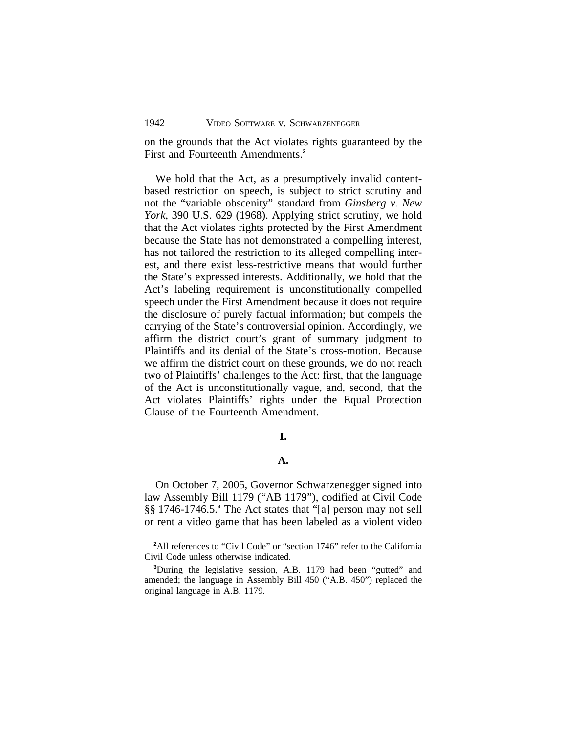on the grounds that the Act violates rights guaranteed by the First and Fourteenth Amendments.[2]

We hold that the Act, as a presumptively invalid content-based restriction on speech, is subject to strict scrutiny and not the "variable obscenity" standard from *Ginsberg v. New York*, 390 U.S. 629 (1968). Applying strict scrutiny, we hold that the Act violates rights protected by the First Amendment because the State has not demonstrated a compelling interest, has not tailored the restriction to its alleged compelling interest, and there exist less-restrictive means that would further the State's expressed interests. Additionally, we hold that the Act's labeling requirement is unconstitutionally compelled speech under the First Amendment because it does not require the disclosure of purely factual information; but compels the carrying of the State's controversial opinion. Accordingly, we affirm the district court's grant of summary judgment to Plaintiffs and its denial of the State's cross-motion. Because we affirm the district court on these grounds, we do not reach two of Plaintiffs' challenges to the Act: first, that the language of the Act is unconstitutionally vague, and, second, that the Act violates Plaintiffs' rights under the Equal Protection Clause of the Fourteenth Amendment.

## I.

### A.

On October 7, 2005, Governor Schwarzenegger signed into law Assembly Bill 1179 ("AB 1179"), codified at Civil Code §§ 1746-1746.5.[3] The Act states that "[a] person may not sell or rent a video game that has been labeled as a violent video

[2] All references to "Civil Code" or "section 1746" refer to the California Civil Code unless otherwise indicated.

[3] During the legislative session, A.B. 1179 had been "gutted" and amended; the language in Assembly Bill 450 ("A.B. 450") replaced the original language in A.B. 1179.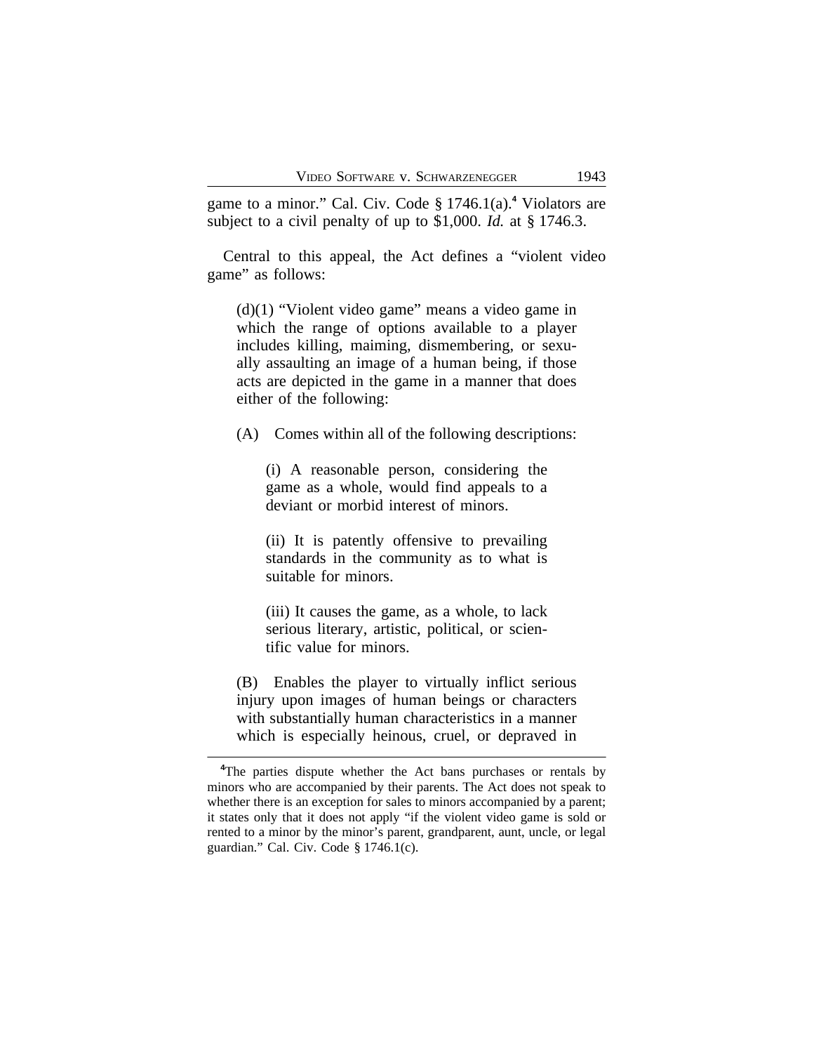game to a minor." Cal. Civ. Code § 1746.1(a).[4] Violators are subject to a civil penalty of up to $1,000. *Id.* at § 1746.3.

Central to this appeal, the Act defines a "violent video game" as follows:

> (d)(1) "Violent video game" means a video game in which the range of options available to a player includes killing, maiming, dismembering, or sexually assaulting an image of a human being, if those acts are depicted in the game in a manner that does either of the following:
>
> (A) Comes within all of the following descriptions:
>
>> (i) A reasonable person, considering the game as a whole, would find appeals to a deviant or morbid interest of minors.
>>
>> (ii) It is patently offensive to prevailing standards in the community as to what is suitable for minors.
>>
>> (iii) It causes the game, as a whole, to lack serious literary, artistic, political, or scientific value for minors.
>
> (B) Enables the player to virtually inflict serious injury upon images of human beings or characters with substantially human characteristics in a manner which is especially heinous, cruel, or depraved in

---

[4]The parties dispute whether the Act bans purchases or rentals by minors who are accompanied by their parents. The Act does not speak to whether there is an exception for sales to minors accompanied by a parent; it states only that it does not apply "if the violent video game is sold or rented to a minor by the minor's parent, grandparent, aunt, uncle, or legal guardian." Cal. Civ. Code § 1746.1(c).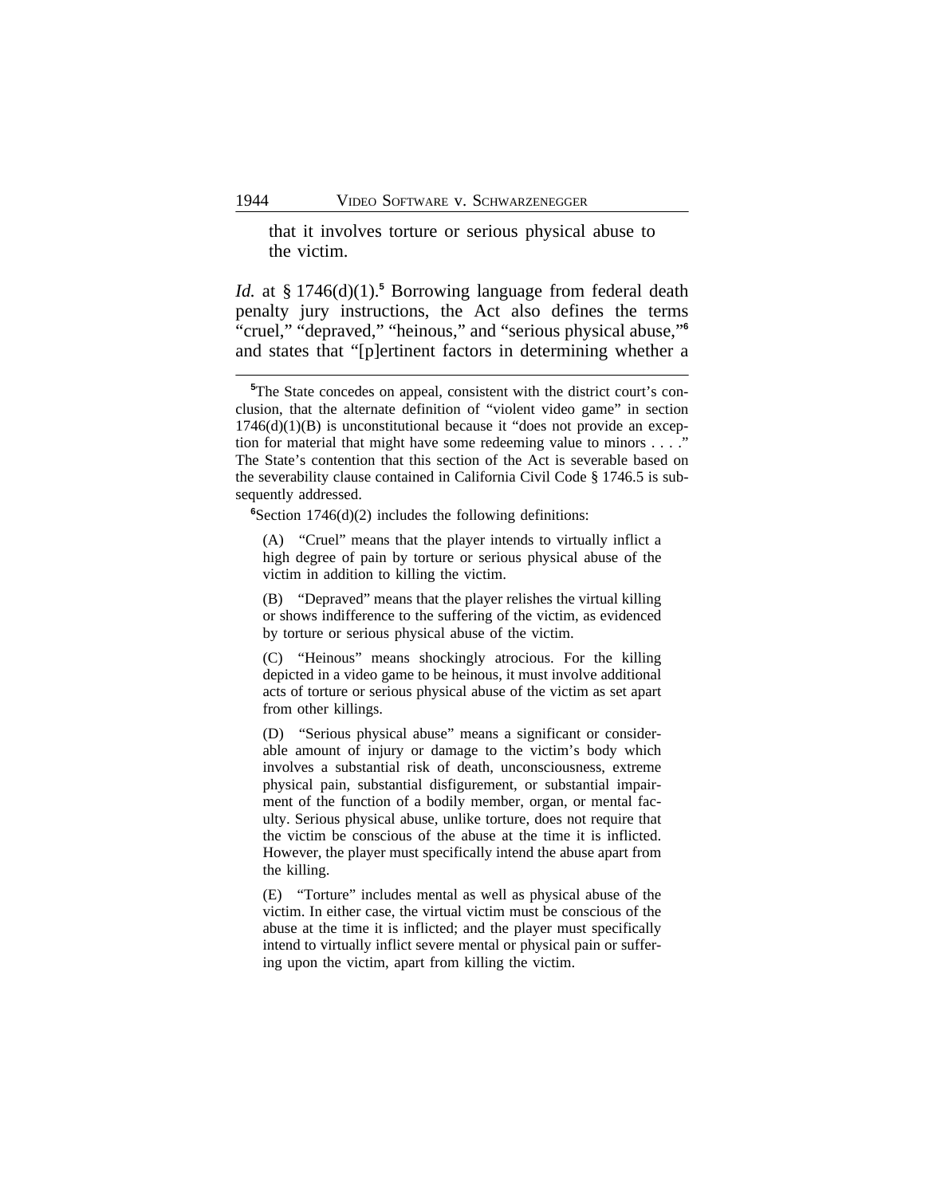that it involves torture or serious physical abuse to the victim.

*Id.* at § 1746(d)(1).[5] Borrowing language from federal death penalty jury instructions, the Act also defines the terms "cruel," "depraved," "heinous," and "serious physical abuse,"[6] and states that "[p]ertinent factors in determining whether a

---

[5]The State concedes on appeal, consistent with the district court's conclusion, that the alternate definition of "violent video game" in section 1746(d)(1)(B) is unconstitutional because it "does not provide an exception for material that might have some redeeming value to minors . . . ." The State's contention that this section of the Act is severable based on the severability clause contained in California Civil Code § 1746.5 is subsequently addressed.

[6]Section 1746(d)(2) includes the following definitions:

> (A) "Cruel" means that the player intends to virtually inflict a high degree of pain by torture or serious physical abuse of the victim in addition to killing the victim.
>
> (B) "Depraved" means that the player relishes the virtual killing or shows indifference to the suffering of the victim, as evidenced by torture or serious physical abuse of the victim.
>
> (C) "Heinous" means shockingly atrocious. For the killing depicted in a video game to be heinous, it must involve additional acts of torture or serious physical abuse of the victim as set apart from other killings.
>
> (D) "Serious physical abuse" means a significant or considerable amount of injury or damage to the victim's body which involves a substantial risk of death, unconsciousness, extreme physical pain, substantial disfigurement, or substantial impairment of the function of a bodily member, organ, or mental faculty. Serious physical abuse, unlike torture, does not require that the victim be conscious of the abuse at the time it is inflicted. However, the player must specifically intend the abuse apart from the killing.
>
> (E) "Torture" includes mental as well as physical abuse of the victim. In either case, the virtual victim must be conscious of the abuse at the time it is inflicted; and the player must specifically intend to virtually inflict severe mental or physical pain or suffering upon the victim, apart from killing the victim.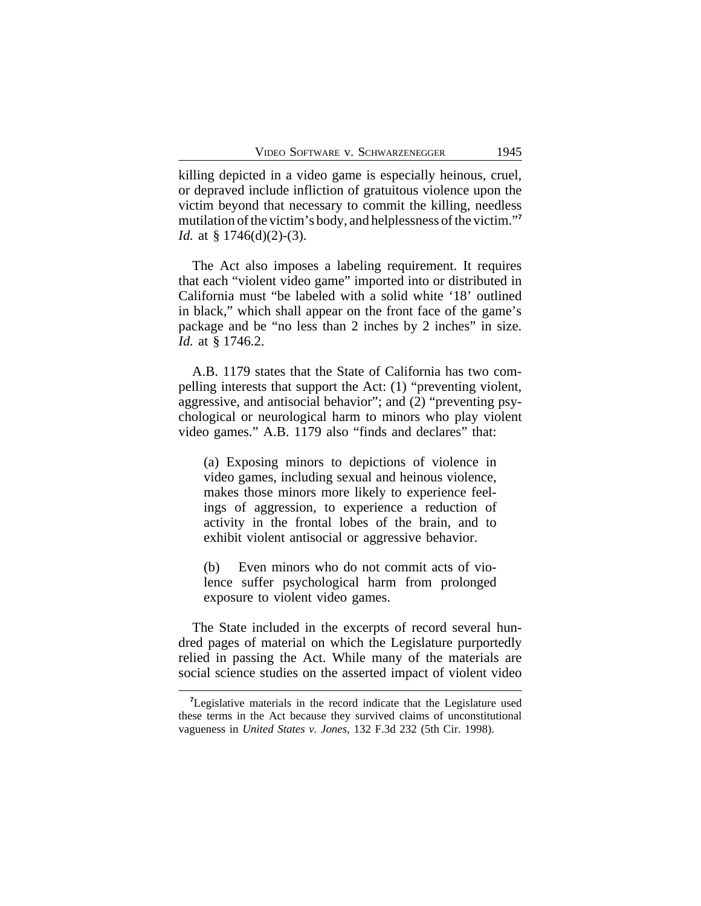killing depicted in a video game is especially heinous, cruel, or depraved include infliction of gratuitous violence upon the victim beyond that necessary to commit the killing, needless mutilation of the victim's body, and helplessness of the victim."[7] *Id.* at § 1746(d)(2)-(3).

The Act also imposes a labeling requirement. It requires that each "violent video game" imported into or distributed in California must "be labeled with a solid white '18' outlined in black," which shall appear on the front face of the game's package and be "no less than 2 inches by 2 inches" in size. *Id.* at § 1746.2.

A.B. 1179 states that the State of California has two compelling interests that support the Act: (1) "preventing violent, aggressive, and antisocial behavior"; and (2) "preventing psychological or neurological harm to minors who play violent video games." A.B. 1179 also "finds and declares" that:

> (a) Exposing minors to depictions of violence in video games, including sexual and heinous violence, makes those minors more likely to experience feelings of aggression, to experience a reduction of activity in the frontal lobes of the brain, and to exhibit violent antisocial or aggressive behavior.
>
> (b) Even minors who do not commit acts of violence suffer psychological harm from prolonged exposure to violent video games.

The State included in the excerpts of record several hundred pages of material on which the Legislature purportedly relied in passing the Act. While many of the materials are social science studies on the asserted impact of violent video

---

[7] Legislative materials in the record indicate that the Legislature used these terms in the Act because they survived claims of unconstitutional vagueness in *United States v. Jones*, 132 F.3d 232 (5th Cir. 1998).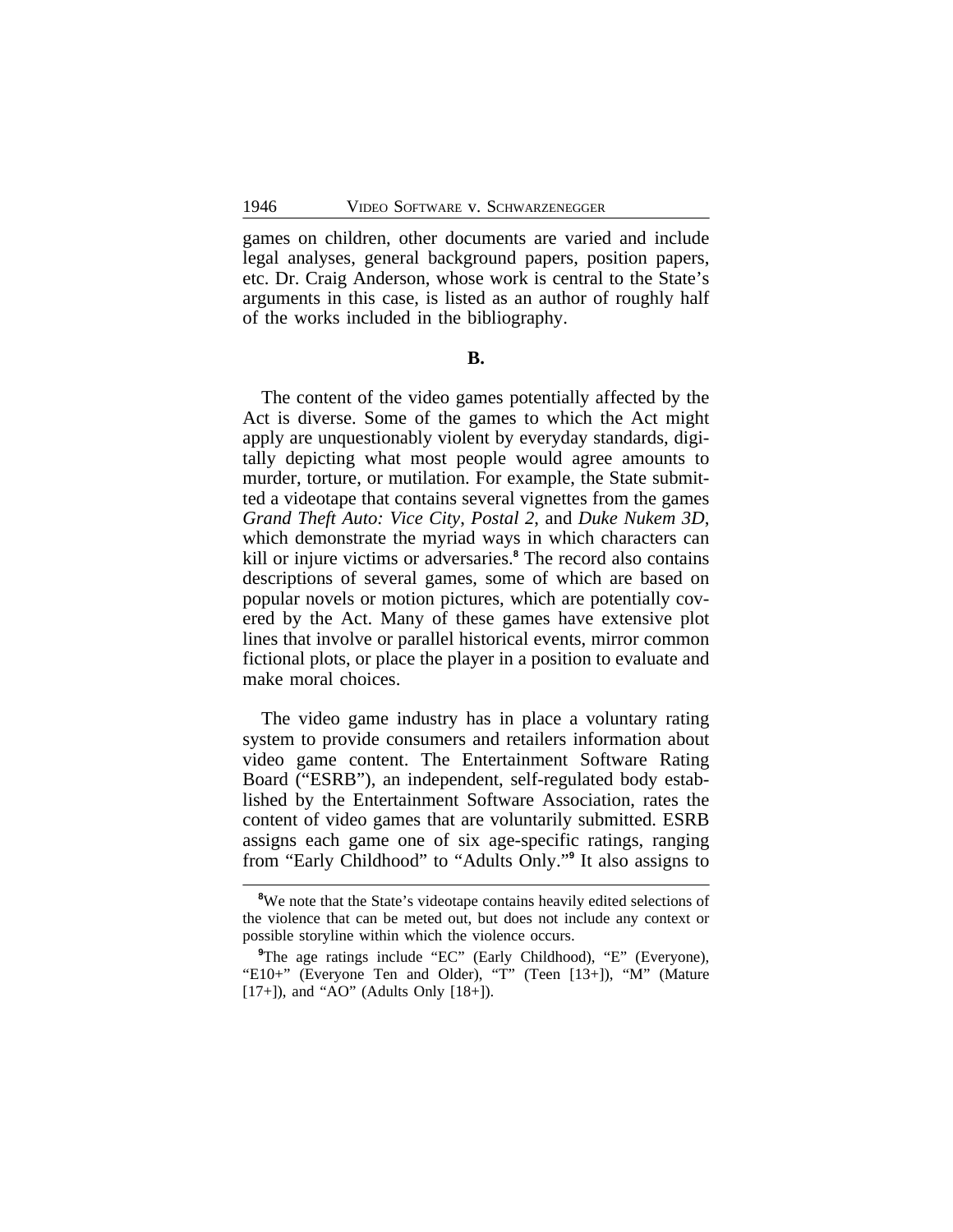games on children, other documents are varied and include legal analyses, general background papers, position papers, etc. Dr. Craig Anderson, whose work is central to the State's arguments in this case, is listed as an author of roughly half of the works included in the bibliography.

**B.**

The content of the video games potentially affected by the Act is diverse. Some of the games to which the Act might apply are unquestionably violent by everyday standards, digitally depicting what most people would agree amounts to murder, torture, or mutilation. For example, the State submitted a videotape that contains several vignettes from the games *Grand Theft Auto: Vice City*, *Postal 2*, and *Duke Nukem 3D*, which demonstrate the myriad ways in which characters can kill or injure victims or adversaries.[8] The record also contains descriptions of several games, some of which are based on popular novels or motion pictures, which are potentially covered by the Act. Many of these games have extensive plot lines that involve or parallel historical events, mirror common fictional plots, or place the player in a position to evaluate and make moral choices.

The video game industry has in place a voluntary rating system to provide consumers and retailers information about video game content. The Entertainment Software Rating Board ("ESRB"), an independent, self-regulated body established by the Entertainment Software Association, rates the content of video games that are voluntarily submitted. ESRB assigns each game one of six age-specific ratings, ranging from "Early Childhood" to "Adults Only."[9] It also assigns to

---

[8] We note that the State's videotape contains heavily edited selections of the violence that can be meted out, but does not include any context or possible storyline within which the violence occurs.

[9] The age ratings include "EC" (Early Childhood), "E" (Everyone), "E10+" (Everyone Ten and Older), "T" (Teen [13+]), "M" (Mature [17+]), and "AO" (Adults Only [18+]).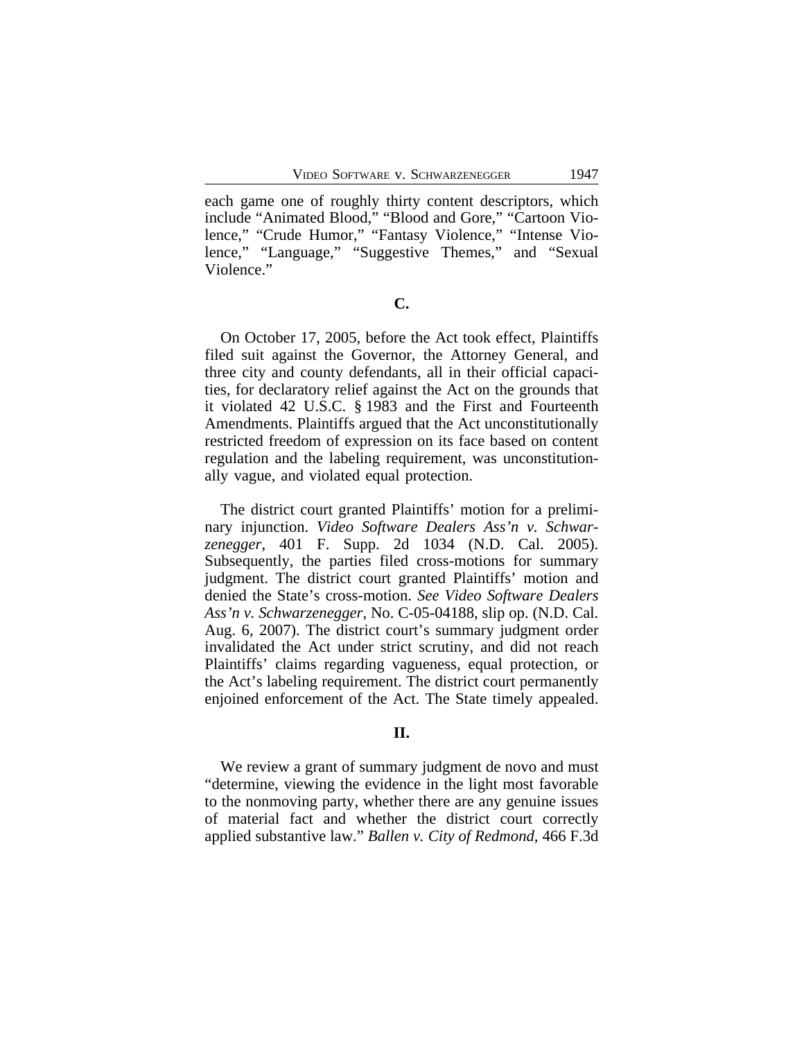each game one of roughly thirty content descriptors, which include "Animated Blood," "Blood and Gore," "Cartoon Violence," "Crude Humor," "Fantasy Violence," "Intense Violence," "Language," "Suggestive Themes," and "Sexual Violence."

### C.

On October 17, 2005, before the Act took effect, Plaintiffs filed suit against the Governor, the Attorney General, and three city and county defendants, all in their official capacities, for declaratory relief against the Act on the grounds that it violated 42 U.S.C. § 1983 and the First and Fourteenth Amendments. Plaintiffs argued that the Act unconstitutionally restricted freedom of expression on its face based on content regulation and the labeling requirement, was unconstitutionally vague, and violated equal protection.

The district court granted Plaintiffs' motion for a preliminary injunction. *Video Software Dealers Ass'n v. Schwarzenegger*, 401 F. Supp. 2d 1034 (N.D. Cal. 2005). Subsequently, the parties filed cross-motions for summary judgment. The district court granted Plaintiffs' motion and denied the State's cross-motion. *See Video Software Dealers Ass'n v. Schwarzenegger*, No. C-05-04188, slip op. (N.D. Cal. Aug. 6, 2007). The district court's summary judgment order invalidated the Act under strict scrutiny, and did not reach Plaintiffs' claims regarding vagueness, equal protection, or the Act's labeling requirement. The district court permanently enjoined enforcement of the Act. The State timely appealed.

## II.

We review a grant of summary judgment de novo and must "determine, viewing the evidence in the light most favorable to the nonmoving party, whether there are any genuine issues of material fact and whether the district court correctly applied substantive law." *Ballen v. City of Redmond*, 466 F.3d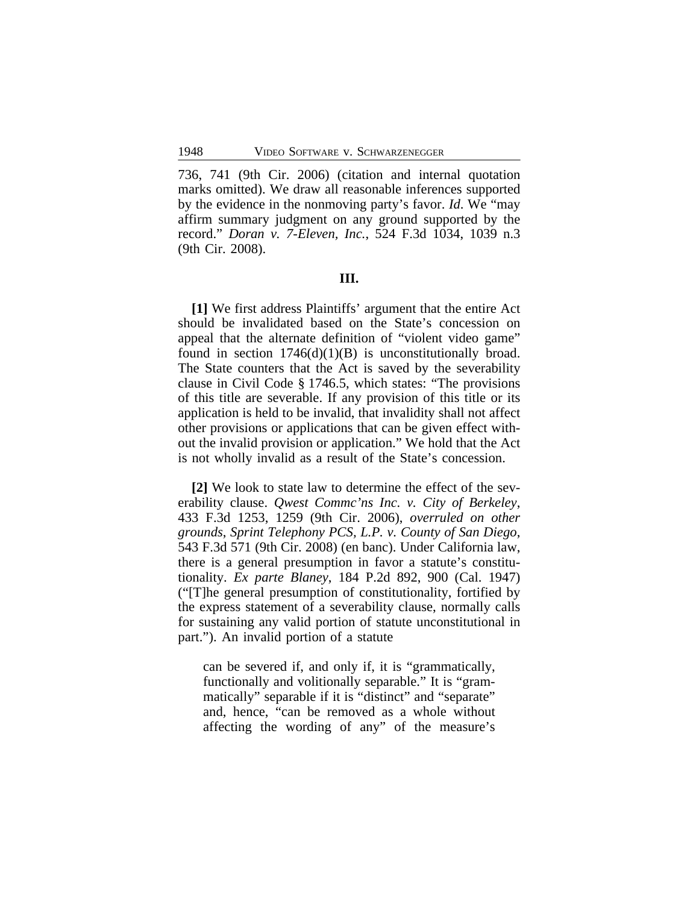736, 741 (9th Cir. 2006) (citation and internal quotation marks omitted). We draw all reasonable inferences supported by the evidence in the nonmoving party's favor. *Id*. We "may affirm summary judgment on any ground supported by the record." *Doran v. 7-Eleven, Inc.*, 524 F.3d 1034, 1039 n.3 (9th Cir. 2008).

## III.

**[1]** We first address Plaintiffs' argument that the entire Act should be invalidated based on the State's concession on appeal that the alternate definition of "violent video game" found in section 1746(d)(1)(B) is unconstitutionally broad. The State counters that the Act is saved by the severability clause in Civil Code § 1746.5, which states: "The provisions of this title are severable. If any provision of this title or its application is held to be invalid, that invalidity shall not affect other provisions or applications that can be given effect without the invalid provision or application." We hold that the Act is not wholly invalid as a result of the State's concession.

**[2]** We look to state law to determine the effect of the severability clause. *Qwest Commc'ns Inc. v. City of Berkeley*, 433 F.3d 1253, 1259 (9th Cir. 2006), *overruled on other grounds*, *Sprint Telephony PCS, L.P. v. County of San Diego*, 543 F.3d 571 (9th Cir. 2008) (en banc). Under California law, there is a general presumption in favor a statute's constitutionality. *Ex parte Blaney*, 184 P.2d 892, 900 (Cal. 1947) ("[T]he general presumption of constitutionality, fortified by the express statement of a severability clause, normally calls for sustaining any valid portion of statute unconstitutional in part."). An invalid portion of a statute

> can be severed if, and only if, it is "grammatically, functionally and volitionally separable." It is "grammatically" separable if it is "distinct" and "separate" and, hence, "can be removed as a whole without affecting the wording of any" of the measure's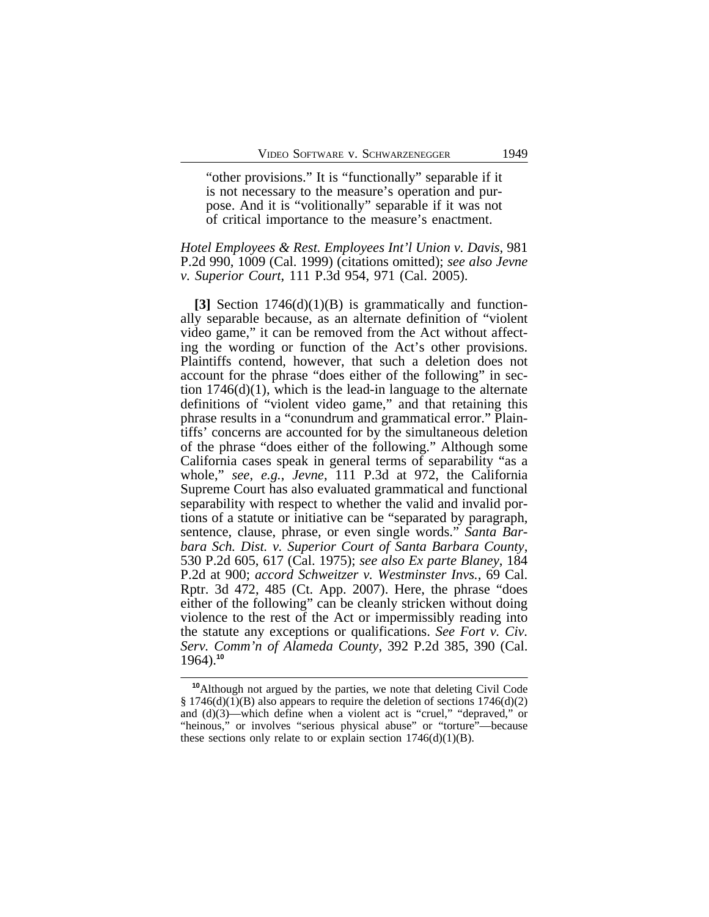> "other provisions." It is "functionally" separable if it is not necessary to the measure's operation and purpose. And it is "volitionally" separable if it was not of critical importance to the measure's enactment.

*Hotel Employees & Rest. Employees Int'l Union v. Davis*, 981 P.2d 990, 1009 (Cal. 1999) (citations omitted); *see also Jevne v. Superior Court*, 111 P.3d 954, 971 (Cal. 2005).

**[3]** Section 1746(d)(1)(B) is grammatically and functionally separable because, as an alternate definition of "violent video game," it can be removed from the Act without affecting the wording or function of the Act's other provisions. Plaintiffs contend, however, that such a deletion does not account for the phrase "does either of the following" in section 1746(d)(1), which is the lead-in language to the alternate definitions of "violent video game," and that retaining this phrase results in a "conundrum and grammatical error." Plaintiffs' concerns are accounted for by the simultaneous deletion of the phrase "does either of the following." Although some California cases speak in general terms of separability "as a whole," *see, e.g., Jevne*, 111 P.3d at 972, the California Supreme Court has also evaluated grammatical and functional separability with respect to whether the valid and invalid portions of a statute or initiative can be "separated by paragraph, sentence, clause, phrase, or even single words." *Santa Barbara Sch. Dist. v. Superior Court of Santa Barbara County*, 530 P.2d 605, 617 (Cal. 1975); *see also Ex parte Blaney*, 184 P.2d at 900; *accord Schweitzer v. Westminster Invs.*, 69 Cal. Rptr. 3d 472, 485 (Ct. App. 2007). Here, the phrase "does either of the following" can be cleanly stricken without doing violence to the rest of the Act or impermissibly reading into the statute any exceptions or qualifications. *See Fort v. Civ. Serv. Comm'n of Alameda County*, 392 P.2d 385, 390 (Cal. 1964).[10]

---

[10] Although not argued by the parties, we note that deleting Civil Code § 1746(d)(1)(B) also appears to require the deletion of sections 1746(d)(2) and (d)(3)—which define when a violent act is "cruel," "depraved," or "heinous," or involves "serious physical abuse" or "torture"—because these sections only relate to or explain section 1746(d)(1)(B).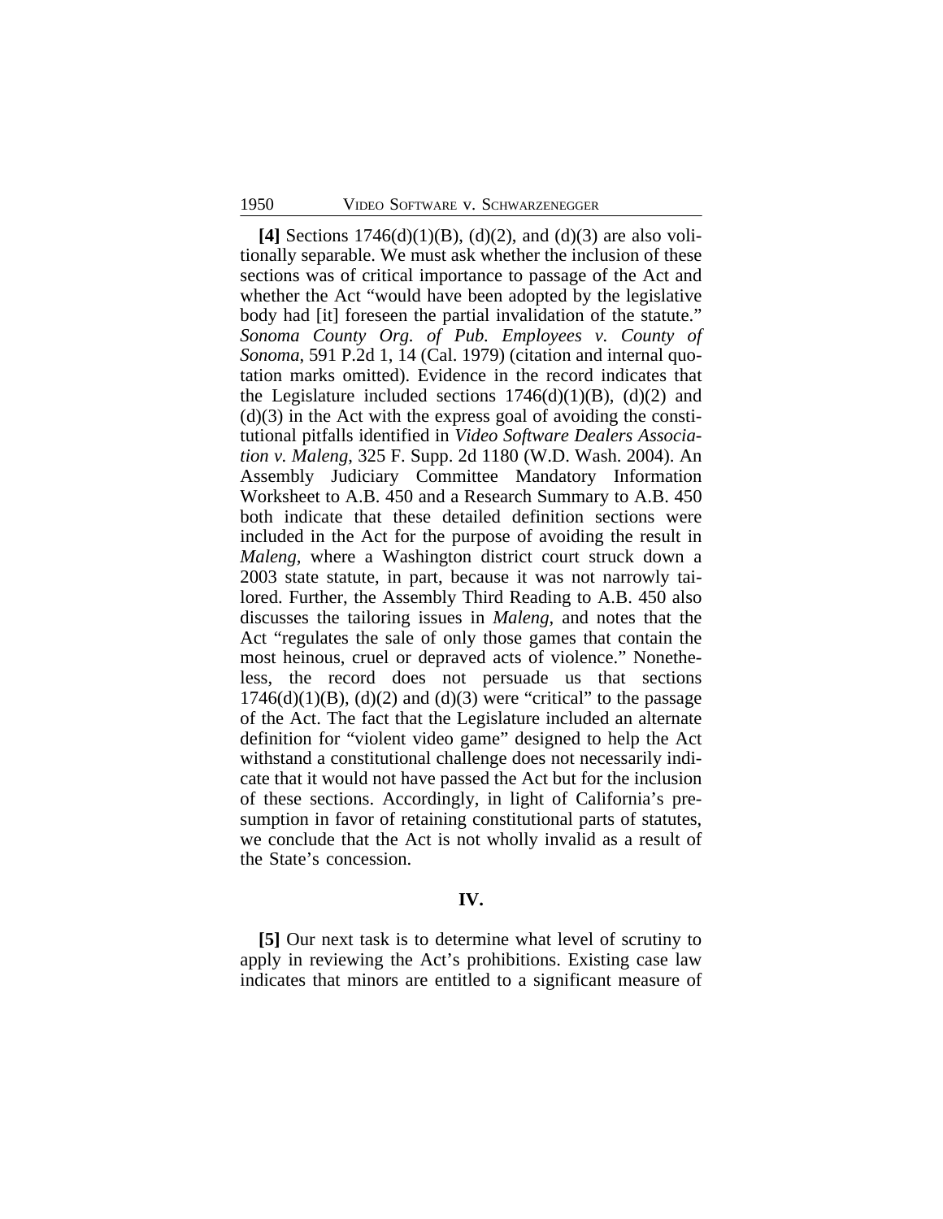**[4]** Sections 1746(d)(1)(B), (d)(2), and (d)(3) are also volitionally separable. We must ask whether the inclusion of these sections was of critical importance to passage of the Act and whether the Act "would have been adopted by the legislative body had [it] foreseen the partial invalidation of the statute." *Sonoma County Org. of Pub. Employees v. County of Sonoma*, 591 P.2d 1, 14 (Cal. 1979) (citation and internal quotation marks omitted). Evidence in the record indicates that the Legislature included sections 1746(d)(1)(B), (d)(2) and (d)(3) in the Act with the express goal of avoiding the constitutional pitfalls identified in *Video Software Dealers Association v. Maleng*, 325 F. Supp. 2d 1180 (W.D. Wash. 2004). An Assembly Judiciary Committee Mandatory Information Worksheet to A.B. 450 and a Research Summary to A.B. 450 both indicate that these detailed definition sections were included in the Act for the purpose of avoiding the result in *Maleng*, where a Washington district court struck down a 2003 state statute, in part, because it was not narrowly tailored. Further, the Assembly Third Reading to A.B. 450 also discusses the tailoring issues in *Maleng*, and notes that the Act "regulates the sale of only those games that contain the most heinous, cruel or depraved acts of violence." Nonetheless, the record does not persuade us that sections 1746(d)(1)(B), (d)(2) and (d)(3) were "critical" to the passage of the Act. The fact that the Legislature included an alternate definition for "violent video game" designed to help the Act withstand a constitutional challenge does not necessarily indicate that it would not have passed the Act but for the inclusion of these sections. Accordingly, in light of California's presumption in favor of retaining constitutional parts of statutes, we conclude that the Act is not wholly invalid as a result of the State's concession.

## IV.

**[5]** Our next task is to determine what level of scrutiny to apply in reviewing the Act's prohibitions. Existing case law indicates that minors are entitled to a significant measure of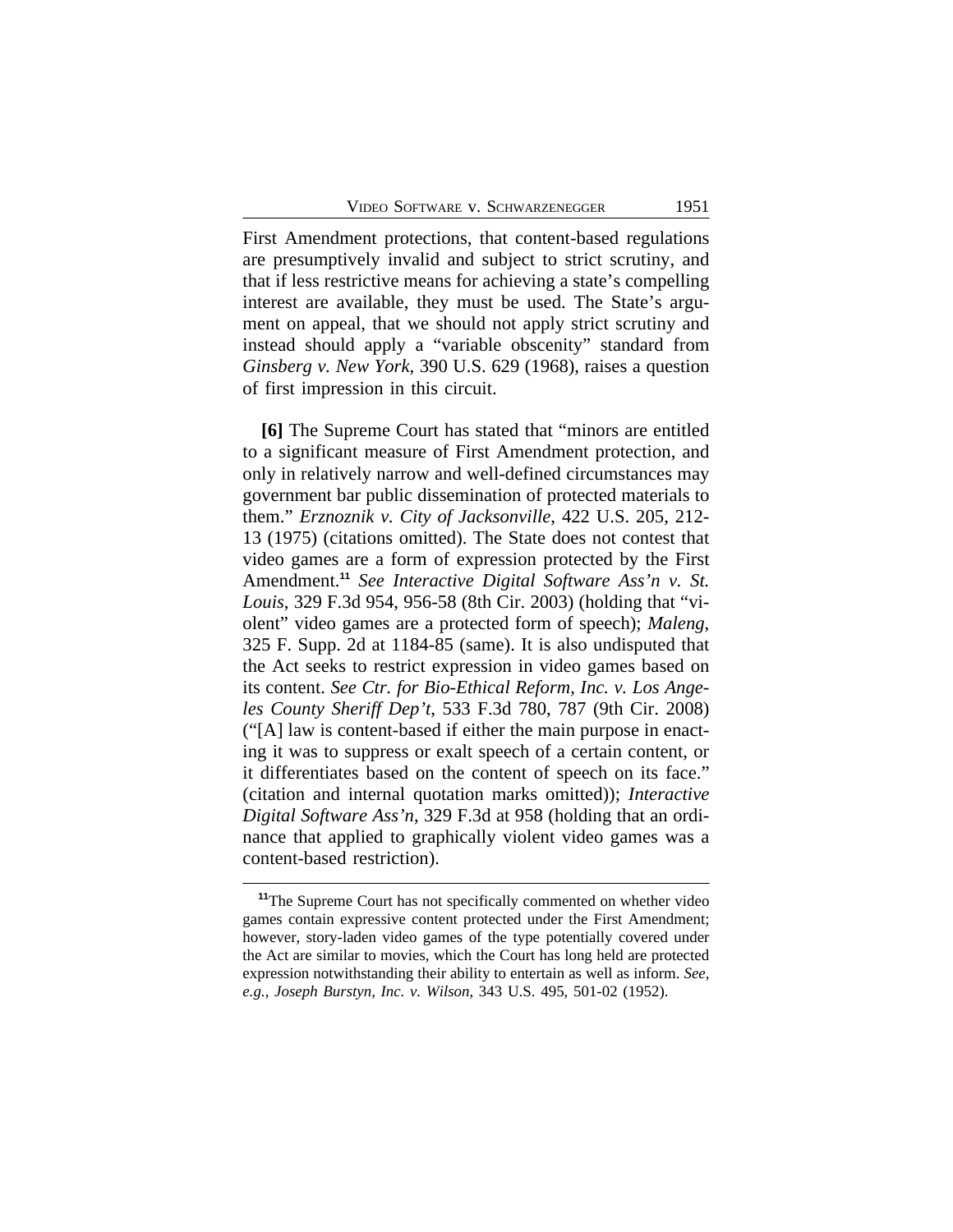First Amendment protections, that content-based regulations are presumptively invalid and subject to strict scrutiny, and that if less restrictive means for achieving a state's compelling interest are available, they must be used. The State's argument on appeal, that we should not apply strict scrutiny and instead should apply a "variable obscenity" standard from *Ginsberg v. New York*, 390 U.S. 629 (1968), raises a question of first impression in this circuit.

**[6]** The Supreme Court has stated that "minors are entitled to a significant measure of First Amendment protection, and only in relatively narrow and well-defined circumstances may government bar public dissemination of protected materials to them." *Erznoznik v. City of Jacksonville*, 422 U.S. 205, 212-13 (1975) (citations omitted). The State does not contest that video games are a form of expression protected by the First Amendment.[11] *See Interactive Digital Software Ass'n v. St. Louis*, 329 F.3d 954, 956-58 (8th Cir. 2003) (holding that "violent" video games are a protected form of speech); *Maleng*, 325 F. Supp. 2d at 1184-85 (same). It is also undisputed that the Act seeks to restrict expression in video games based on its content. *See Ctr. for Bio-Ethical Reform, Inc. v. Los Angeles County Sheriff Dep't*, 533 F.3d 780, 787 (9th Cir. 2008) ("[A] law is content-based if either the main purpose in enacting it was to suppress or exalt speech of a certain content, or it differentiates based on the content of speech on its face." (citation and internal quotation marks omitted)); *Interactive Digital Software Ass'n*, 329 F.3d at 958 (holding that an ordinance that applied to graphically violent video games was a content-based restriction).

[11]The Supreme Court has not specifically commented on whether video games contain expressive content protected under the First Amendment; however, story-laden video games of the type potentially covered under the Act are similar to movies, which the Court has long held are protected expression notwithstanding their ability to entertain as well as inform. *See, e.g., Joseph Burstyn, Inc. v. Wilson*, 343 U.S. 495, 501-02 (1952).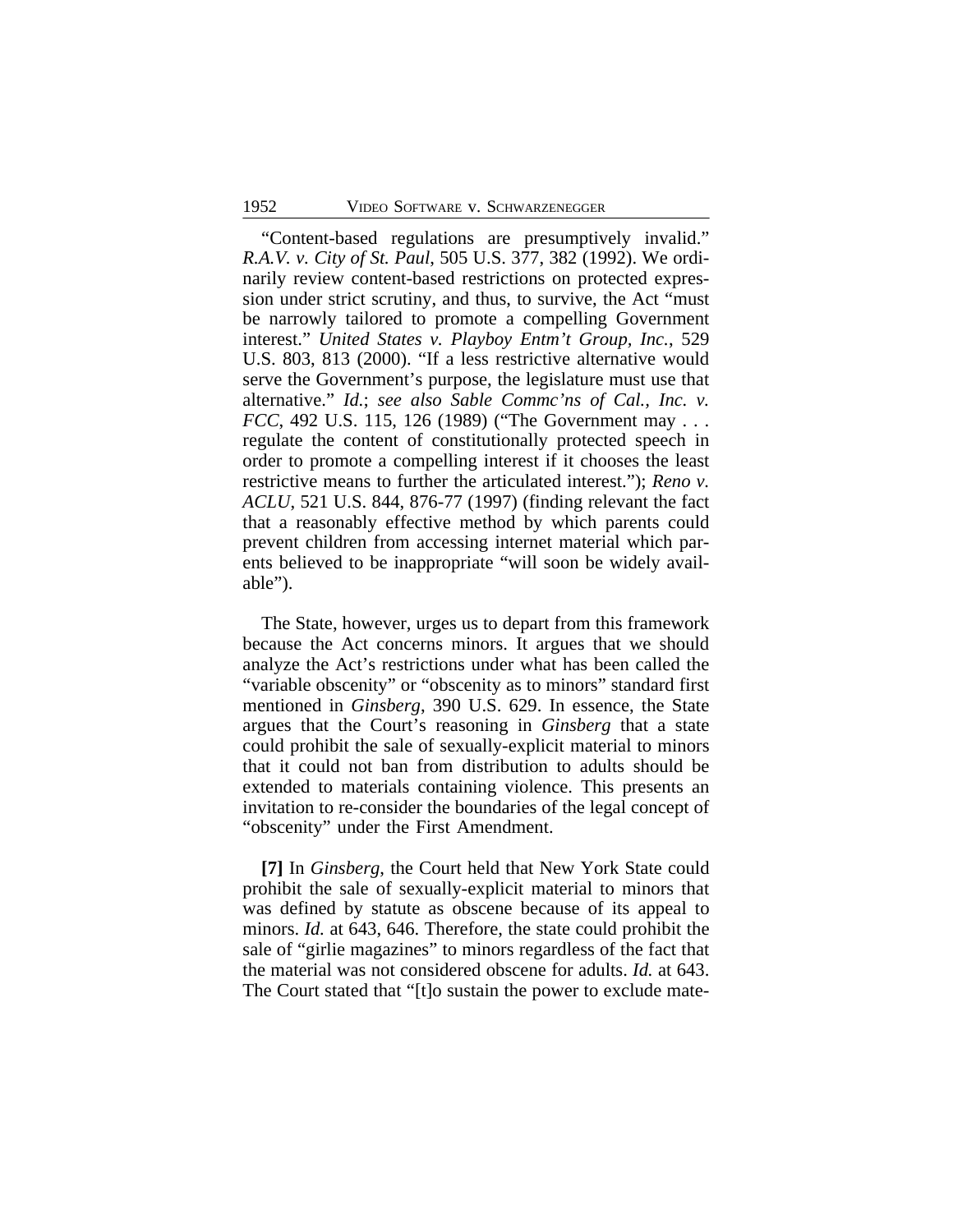"Content-based regulations are presumptively invalid." *R.A.V. v. City of St. Paul*, 505 U.S. 377, 382 (1992). We ordinarily review content-based restrictions on protected expression under strict scrutiny, and thus, to survive, the Act "must be narrowly tailored to promote a compelling Government interest." *United States v. Playboy Entm't Group, Inc.*, 529 U.S. 803, 813 (2000). "If a less restrictive alternative would serve the Government's purpose, the legislature must use that alternative." *Id.*; *see also Sable Commc'ns of Cal., Inc. v. FCC*, 492 U.S. 115, 126 (1989) ("The Government may . . . regulate the content of constitutionally protected speech in order to promote a compelling interest if it chooses the least restrictive means to further the articulated interest."); *Reno v. ACLU*, 521 U.S. 844, 876-77 (1997) (finding relevant the fact that a reasonably effective method by which parents could prevent children from accessing internet material which parents believed to be inappropriate "will soon be widely available").

The State, however, urges us to depart from this framework because the Act concerns minors. It argues that we should analyze the Act's restrictions under what has been called the "variable obscenity" or "obscenity as to minors" standard first mentioned in *Ginsberg*, 390 U.S. 629. In essence, the State argues that the Court's reasoning in *Ginsberg* that a state could prohibit the sale of sexually-explicit material to minors that it could not ban from distribution to adults should be extended to materials containing violence. This presents an invitation to re-consider the boundaries of the legal concept of "obscenity" under the First Amendment.

**[7]** In *Ginsberg*, the Court held that New York State could prohibit the sale of sexually-explicit material to minors that was defined by statute as obscene because of its appeal to minors. *Id.* at 643, 646. Therefore, the state could prohibit the sale of "girlie magazines" to minors regardless of the fact that the material was not considered obscene for adults. *Id.* at 643. The Court stated that "[t]o sustain the power to exclude mate-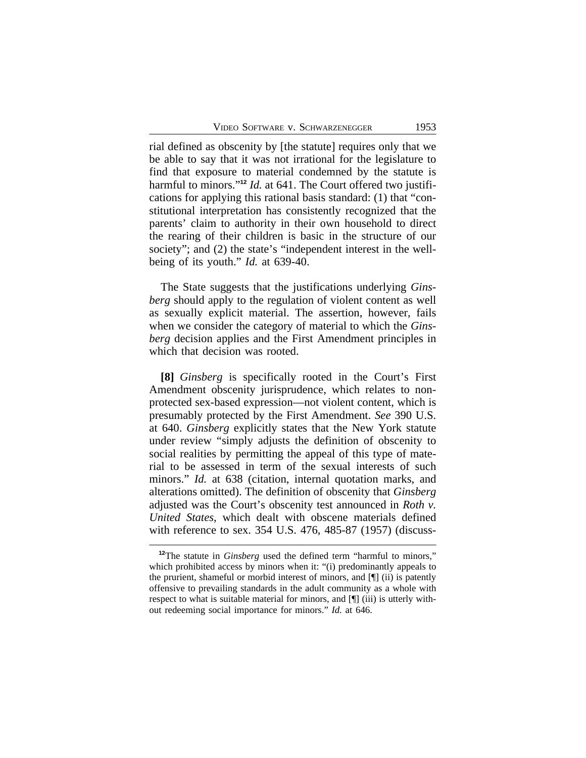rial defined as obscenity by [the statute] requires only that we be able to say that it was not irrational for the legislature to find that exposure to material condemned by the statute is harmful to minors."[12] *Id.* at 641. The Court offered two justifications for applying this rational basis standard: (1) that "constitutional interpretation has consistently recognized that the parents' claim to authority in their own household to direct the rearing of their children is basic in the structure of our society"; and (2) the state's "independent interest in the well-being of its youth." *Id.* at 639-40.

The State suggests that the justifications underlying *Ginsberg* should apply to the regulation of violent content as well as sexually explicit material. The assertion, however, fails when we consider the category of material to which the *Ginsberg* decision applies and the First Amendment principles in which that decision was rooted.

**[8]** *Ginsberg* is specifically rooted in the Court's First Amendment obscenity jurisprudence, which relates to non-protected sex-based expression—not violent content, which is presumably protected by the First Amendment. *See* 390 U.S. at 640. *Ginsberg* explicitly states that the New York statute under review "simply adjusts the definition of obscenity to social realities by permitting the appeal of this type of material to be assessed in term of the sexual interests of such minors." *Id.* at 638 (citation, internal quotation marks, and alterations omitted). The definition of obscenity that *Ginsberg* adjusted was the Court's obscenity test announced in *Roth v. United States*, which dealt with obscene materials defined with reference to sex. 354 U.S. 476, 485-87 (1957) (discuss-

[12]The statute in *Ginsberg* used the defined term "harmful to minors," which prohibited access by minors when it: "(i) predominantly appeals to the prurient, shameful or morbid interest of minors, and [¶] (ii) is patently offensive to prevailing standards in the adult community as a whole with respect to what is suitable material for minors, and [¶] (iii) is utterly without redeeming social importance for minors." *Id.* at 646.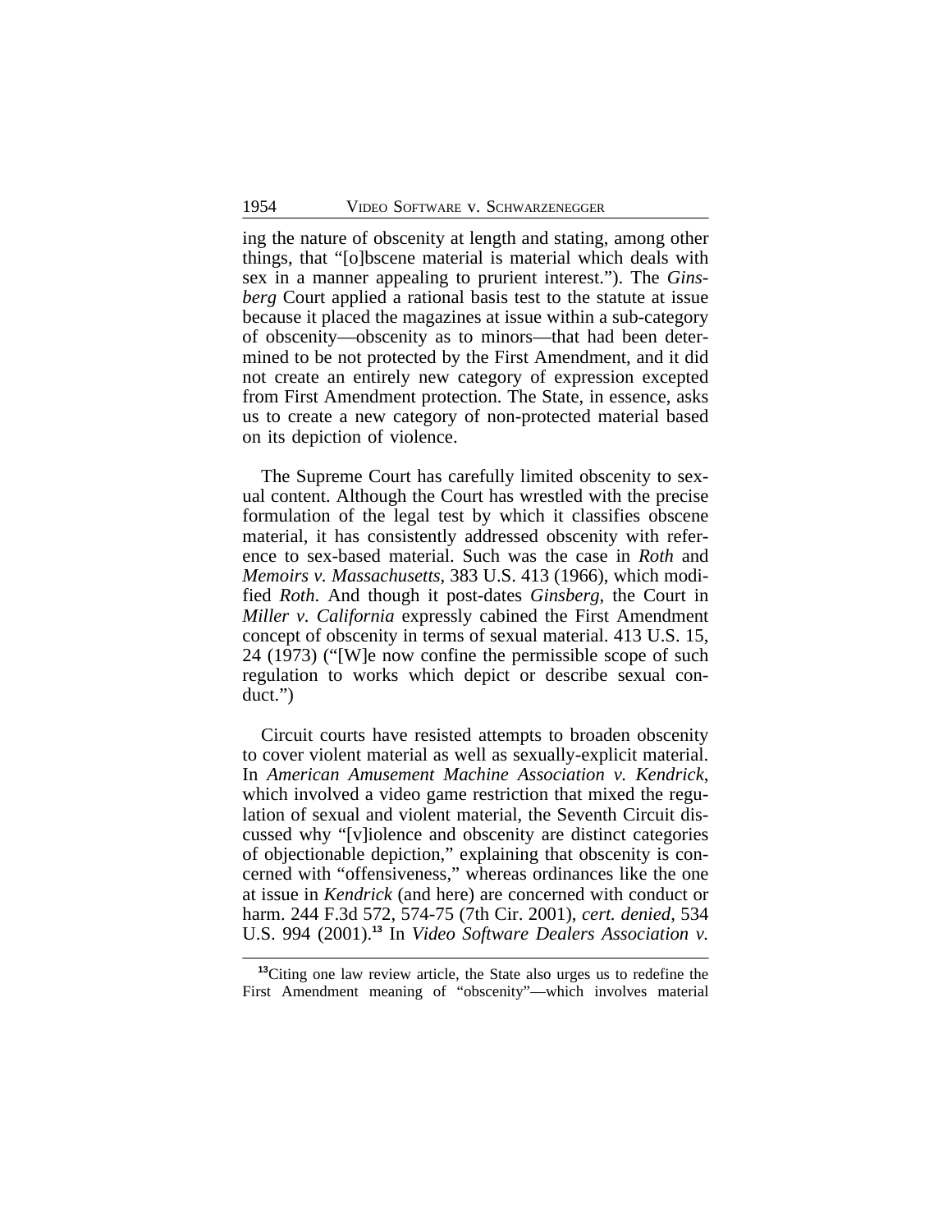ing the nature of obscenity at length and stating, among other things, that "[o]bscene material is material which deals with sex in a manner appealing to prurient interest."). The *Ginsberg* Court applied a rational basis test to the statute at issue because it placed the magazines at issue within a sub-category of obscenity—obscenity as to minors—that had been determined to be not protected by the First Amendment, and it did not create an entirely new category of expression excepted from First Amendment protection. The State, in essence, asks us to create a new category of non-protected material based on its depiction of violence.

The Supreme Court has carefully limited obscenity to sexual content. Although the Court has wrestled with the precise formulation of the legal test by which it classifies obscene material, it has consistently addressed obscenity with reference to sex-based material. Such was the case in *Roth* and *Memoirs v. Massachusetts*, 383 U.S. 413 (1966), which modified *Roth*. And though it post-dates *Ginsberg*, the Court in *Miller v. California* expressly cabined the First Amendment concept of obscenity in terms of sexual material. 413 U.S. 15, 24 (1973) ("[W]e now confine the permissible scope of such regulation to works which depict or describe sexual conduct.")

Circuit courts have resisted attempts to broaden obscenity to cover violent material as well as sexually-explicit material. In *American Amusement Machine Association v. Kendrick*, which involved a video game restriction that mixed the regulation of sexual and violent material, the Seventh Circuit discussed why "[v]iolence and obscenity are distinct categories of objectionable depiction," explaining that obscenity is concerned with "offensiveness," whereas ordinances like the one at issue in *Kendrick* (and here) are concerned with conduct or harm. 244 F.3d 572, 574-75 (7th Cir. 2001), *cert. denied*, 534 U.S. 994 (2001).[13] In *Video Software Dealers Association v.*

[13] Citing one law review article, the State also urges us to redefine the First Amendment meaning of "obscenity"—which involves material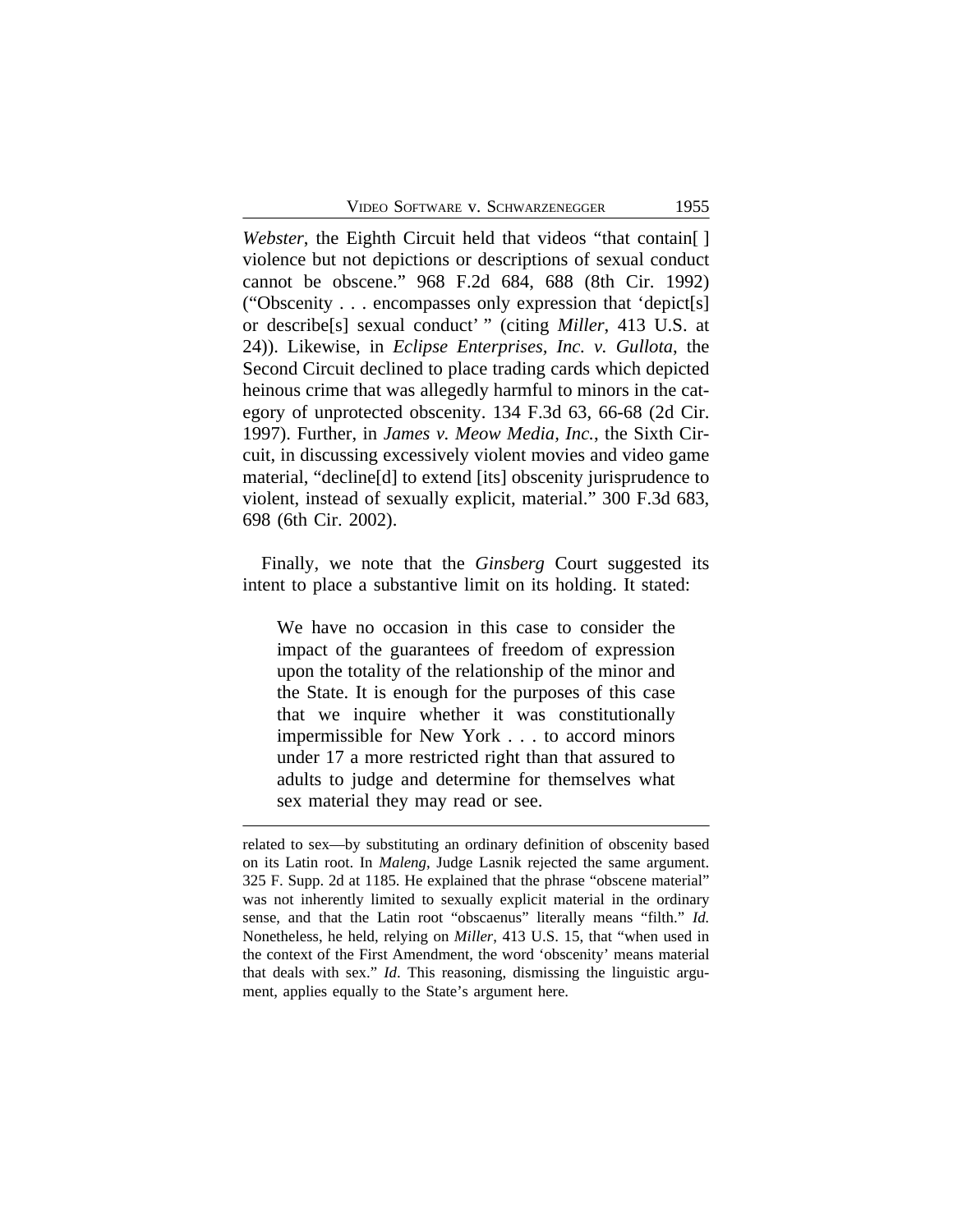*Webster*, the Eighth Circuit held that videos "that contain[ ] violence but not depictions or descriptions of sexual conduct cannot be obscene." 968 F.2d 684, 688 (8th Cir. 1992) ("Obscenity . . . encompasses only expression that 'depict[s] or describe[s] sexual conduct' " (citing *Miller*, 413 U.S. at 24)). Likewise, in *Eclipse Enterprises, Inc. v. Gullota*, the Second Circuit declined to place trading cards which depicted heinous crime that was allegedly harmful to minors in the category of unprotected obscenity. 134 F.3d 63, 66-68 (2d Cir. 1997). Further, in *James v. Meow Media, Inc.*, the Sixth Circuit, in discussing excessively violent movies and video game material, "decline[d] to extend [its] obscenity jurisprudence to violent, instead of sexually explicit, material." 300 F.3d 683, 698 (6th Cir. 2002).

Finally, we note that the *Ginsberg* Court suggested its intent to place a substantive limit on its holding. It stated:

> We have no occasion in this case to consider the impact of the guarantees of freedom of expression upon the totality of the relationship of the minor and the State. It is enough for the purposes of this case that we inquire whether it was constitutionally impermissible for New York . . . to accord minors under 17 a more restricted right than that assured to adults to judge and determine for themselves what sex material they may read or see.

---

related to sex—by substituting an ordinary definition of obscenity based on its Latin root. In *Maleng*, Judge Lasnik rejected the same argument. 325 F. Supp. 2d at 1185. He explained that the phrase "obscene material" was not inherently limited to sexually explicit material in the ordinary sense, and that the Latin root "obscaenus" literally means "filth." *Id.* Nonetheless, he held, relying on *Miller*, 413 U.S. 15, that "when used in the context of the First Amendment, the word 'obscenity' means material that deals with sex." *Id*. This reasoning, dismissing the linguistic argument, applies equally to the State's argument here.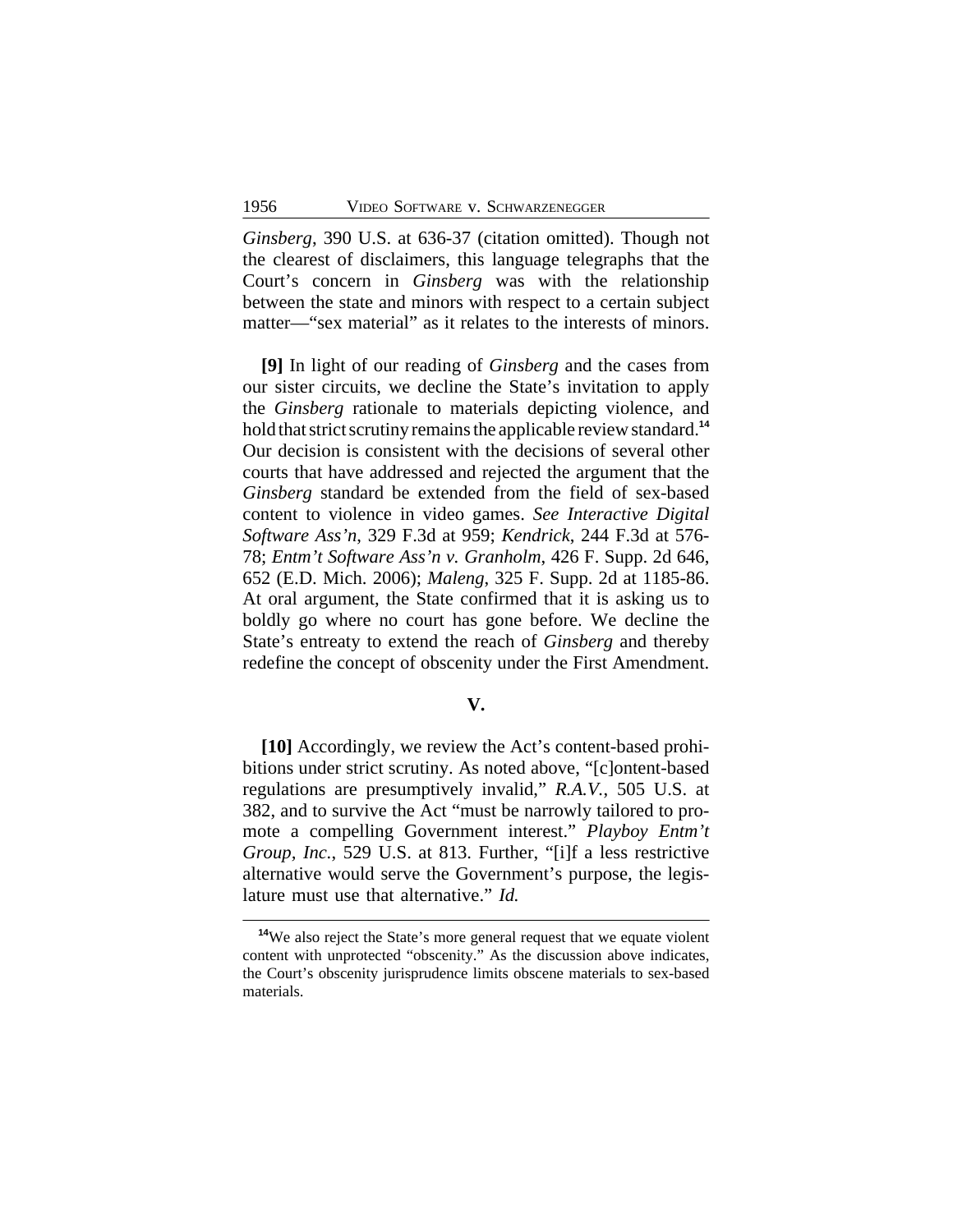*Ginsberg*, 390 U.S. at 636-37 (citation omitted). Though not the clearest of disclaimers, this language telegraphs that the Court's concern in *Ginsberg* was with the relationship between the state and minors with respect to a certain subject matter—"sex material" as it relates to the interests of minors.

**[9]** In light of our reading of *Ginsberg* and the cases from our sister circuits, we decline the State's invitation to apply the *Ginsberg* rationale to materials depicting violence, and hold that strict scrutiny remains the applicable review standard.[14] Our decision is consistent with the decisions of several other courts that have addressed and rejected the argument that the *Ginsberg* standard be extended from the field of sex-based content to violence in video games. *See Interactive Digital Software Ass'n*, 329 F.3d at 959; *Kendrick*, 244 F.3d at 576-78; *Entm't Software Ass'n v. Granholm*, 426 F. Supp. 2d 646, 652 (E.D. Mich. 2006); *Maleng*, 325 F. Supp. 2d at 1185-86. At oral argument, the State confirmed that it is asking us to boldly go where no court has gone before. We decline the State's entreaty to extend the reach of *Ginsberg* and thereby redefine the concept of obscenity under the First Amendment.

## V.

**[10]** Accordingly, we review the Act's content-based prohibitions under strict scrutiny. As noted above, "[c]ontent-based regulations are presumptively invalid," *R.A.V.*, 505 U.S. at 382, and to survive the Act "must be narrowly tailored to promote a compelling Government interest." *Playboy Entm't Group, Inc.*, 529 U.S. at 813. Further, "[i]f a less restrictive alternative would serve the Government's purpose, the legislature must use that alternative." *Id.*

---

[14] We also reject the State's more general request that we equate violent content with unprotected "obscenity." As the discussion above indicates, the Court's obscenity jurisprudence limits obscene materials to sex-based materials.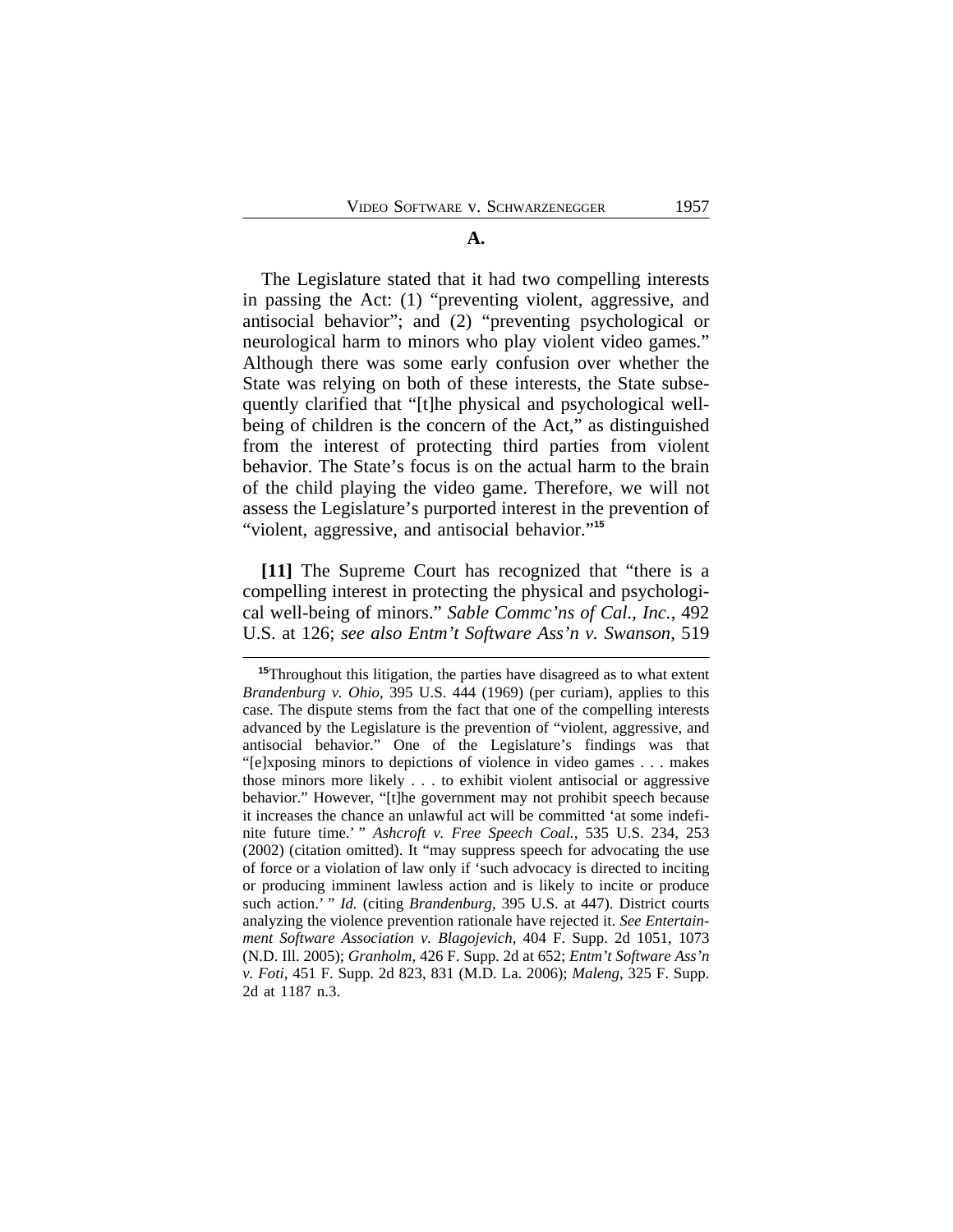### A.

The Legislature stated that it had two compelling interests in passing the Act: (1) "preventing violent, aggressive, and antisocial behavior"; and (2) "preventing psychological or neurological harm to minors who play violent video games." Although there was some early confusion over whether the State was relying on both of these interests, the State subsequently clarified that "[t]he physical and psychological well-being of children is the concern of the Act," as distinguished from the interest of protecting third parties from violent behavior. The State's focus is on the actual harm to the brain of the child playing the video game. Therefore, we will not assess the Legislature's purported interest in the prevention of "violent, aggressive, and antisocial behavior."[15]

**[11]** The Supreme Court has recognized that "there is a compelling interest in protecting the physical and psychological well-being of minors." *Sable Commc'ns of Cal., Inc.*, 492 U.S. at 126; *see also Entm't Software Ass'n v. Swanson*, 519

---

[15]Throughout this litigation, the parties have disagreed as to what extent *Brandenburg v. Ohio*, 395 U.S. 444 (1969) (per curiam), applies to this case. The dispute stems from the fact that one of the compelling interests advanced by the Legislature is the prevention of "violent, aggressive, and antisocial behavior." One of the Legislature's findings was that "[e]xposing minors to depictions of violence in video games . . . makes those minors more likely . . . to exhibit violent antisocial or aggressive behavior." However, "[t]he government may not prohibit speech because it increases the chance an unlawful act will be committed 'at some indefinite future time.' " *Ashcroft v. Free Speech Coal.*, 535 U.S. 234, 253 (2002) (citation omitted). It "may suppress speech for advocating the use of force or a violation of law only if 'such advocacy is directed to inciting or producing imminent lawless action and is likely to incite or produce such action.' " *Id.* (citing *Brandenburg*, 395 U.S. at 447). District courts analyzing the violence prevention rationale have rejected it. *See Entertainment Software Association v. Blagojevich*, 404 F. Supp. 2d 1051, 1073 (N.D. Ill. 2005); *Granholm*, 426 F. Supp. 2d at 652; *Entm't Software Ass'n v. Foti*, 451 F. Supp. 2d 823, 831 (M.D. La. 2006); *Maleng*, 325 F. Supp. 2d at 1187 n.3.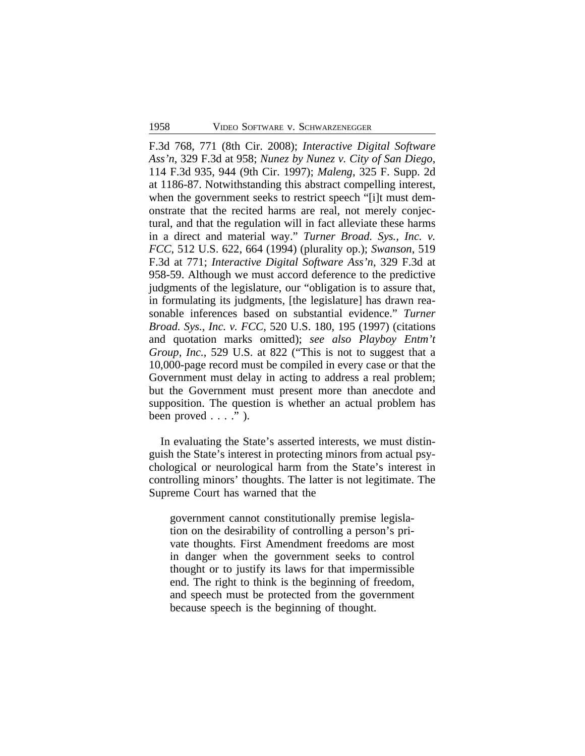F.3d 768, 771 (8th Cir. 2008); *Interactive Digital Software Ass'n*, 329 F.3d at 958; *Nunez by Nunez v. City of San Diego*, 114 F.3d 935, 944 (9th Cir. 1997); *Maleng*, 325 F. Supp. 2d at 1186-87. Notwithstanding this abstract compelling interest, when the government seeks to restrict speech "[i]t must demonstrate that the recited harms are real, not merely conjectural, and that the regulation will in fact alleviate these harms in a direct and material way." *Turner Broad. Sys., Inc. v. FCC*, 512 U.S. 622, 664 (1994) (plurality op.); *Swanson*, 519 F.3d at 771; *Interactive Digital Software Ass'n*, 329 F.3d at 958-59. Although we must accord deference to the predictive judgments of the legislature, our "obligation is to assure that, in formulating its judgments, [the legislature] has drawn reasonable inferences based on substantial evidence." *Turner Broad. Sys., Inc. v. FCC*, 520 U.S. 180, 195 (1997) (citations and quotation marks omitted); *see also Playboy Entm't Group, Inc.*, 529 U.S. at 822 ("This is not to suggest that a 10,000-page record must be compiled in every case or that the Government must delay in acting to address a real problem; but the Government must present more than anecdote and supposition. The question is whether an actual problem has been proved . . . ." ).

In evaluating the State's asserted interests, we must distinguish the State's interest in protecting minors from actual psychological or neurological harm from the State's interest in controlling minors' thoughts. The latter is not legitimate. The Supreme Court has warned that the

> government cannot constitutionally premise legislation on the desirability of controlling a person's private thoughts. First Amendment freedoms are most in danger when the government seeks to control thought or to justify its laws for that impermissible end. The right to think is the beginning of freedom, and speech must be protected from the government because speech is the beginning of thought.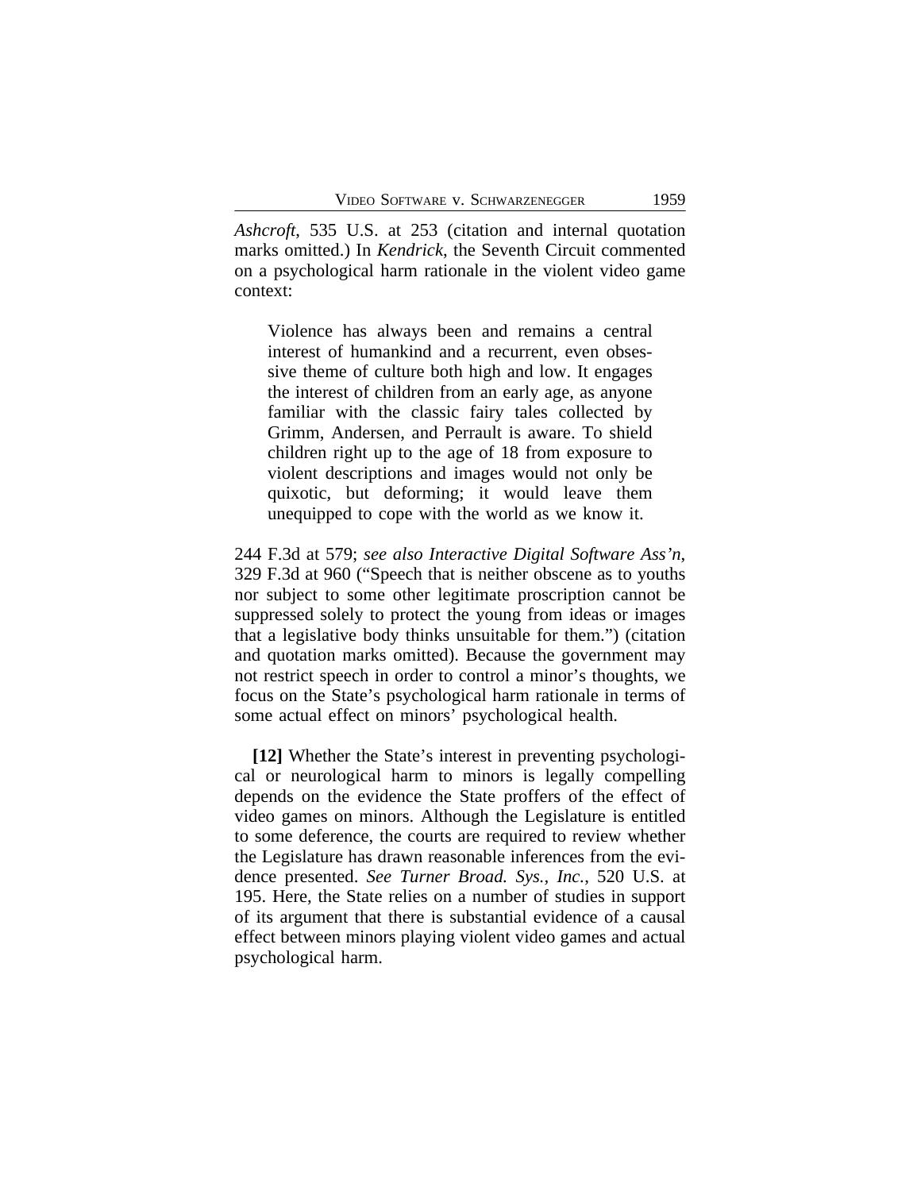*Ashcroft*, 535 U.S. at 253 (citation and internal quotation marks omitted.) In *Kendrick*, the Seventh Circuit commented on a psychological harm rationale in the violent video game context:

> Violence has always been and remains a central interest of humankind and a recurrent, even obsessive theme of culture both high and low. It engages the interest of children from an early age, as anyone familiar with the classic fairy tales collected by Grimm, Andersen, and Perrault is aware. To shield children right up to the age of 18 from exposure to violent descriptions and images would not only be quixotic, but deforming; it would leave them unequipped to cope with the world as we know it.

244 F.3d at 579; *see also Interactive Digital Software Ass'n*, 329 F.3d at 960 ("Speech that is neither obscene as to youths nor subject to some other legitimate proscription cannot be suppressed solely to protect the young from ideas or images that a legislative body thinks unsuitable for them.") (citation and quotation marks omitted). Because the government may not restrict speech in order to control a minor's thoughts, we focus on the State's psychological harm rationale in terms of some actual effect on minors' psychological health.

**[12]** Whether the State's interest in preventing psychological or neurological harm to minors is legally compelling depends on the evidence the State proffers of the effect of video games on minors. Although the Legislature is entitled to some deference, the courts are required to review whether the Legislature has drawn reasonable inferences from the evidence presented. *See Turner Broad. Sys., Inc.*, 520 U.S. at 195. Here, the State relies on a number of studies in support of its argument that there is substantial evidence of a causal effect between minors playing violent video games and actual psychological harm.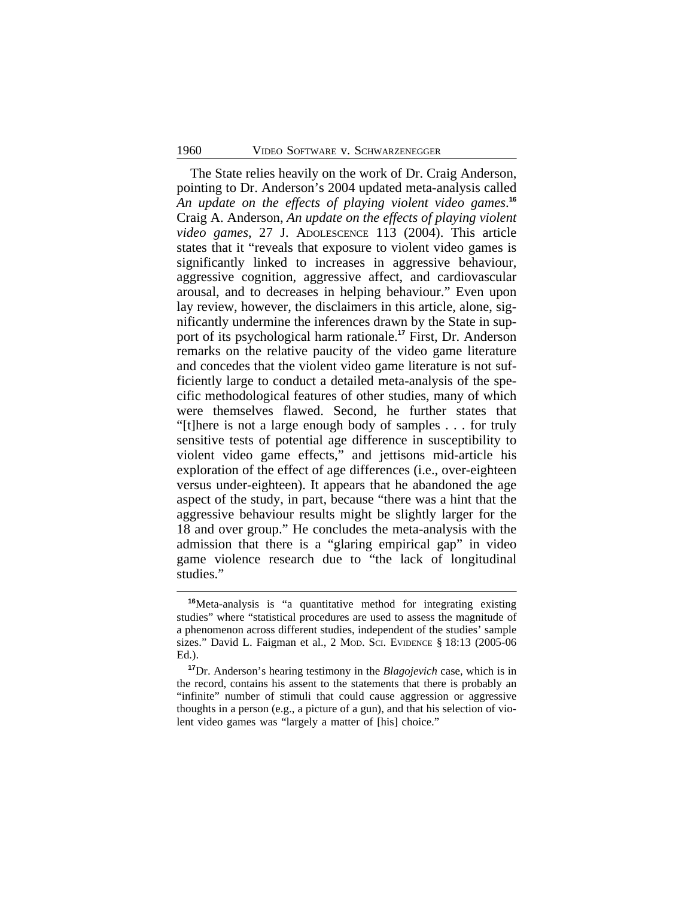The State relies heavily on the work of Dr. Craig Anderson, pointing to Dr. Anderson's 2004 updated meta-analysis called *An update on the effects of playing violent video games*.[16] Craig A. Anderson, *An update on the effects of playing violent video games*, 27 J. ADOLESCENCE 113 (2004). This article states that it "reveals that exposure to violent video games is significantly linked to increases in aggressive behaviour, aggressive cognition, aggressive affect, and cardiovascular arousal, and to decreases in helping behaviour." Even upon lay review, however, the disclaimers in this article, alone, significantly undermine the inferences drawn by the State in support of its psychological harm rationale.[17] First, Dr. Anderson remarks on the relative paucity of the video game literature and concedes that the violent video game literature is not sufficiently large to conduct a detailed meta-analysis of the specific methodological features of other studies, many of which were themselves flawed. Second, he further states that "[t]here is not a large enough body of samples . . . for truly sensitive tests of potential age difference in susceptibility to violent video game effects," and jettisons mid-article his exploration of the effect of age differences (i.e., over-eighteen versus under-eighteen). It appears that he abandoned the age aspect of the study, in part, because "there was a hint that the aggressive behaviour results might be slightly larger for the 18 and over group." He concludes the meta-analysis with the admission that there is a "glaring empirical gap" in video game violence research due to "the lack of longitudinal studies."

---

[16]Meta-analysis is "a quantitative method for integrating existing studies" where "statistical procedures are used to assess the magnitude of a phenomenon across different studies, independent of the studies' sample sizes." David L. Faigman et al., 2 MOD. SCI. EVIDENCE § 18:13 (2005-06 Ed.).

[17]Dr. Anderson's hearing testimony in the *Blagojevich* case, which is in the record, contains his assent to the statements that there is probably an "infinite" number of stimuli that could cause aggression or aggressive thoughts in a person (e.g., a picture of a gun), and that his selection of violent video games was "largely a matter of [his] choice."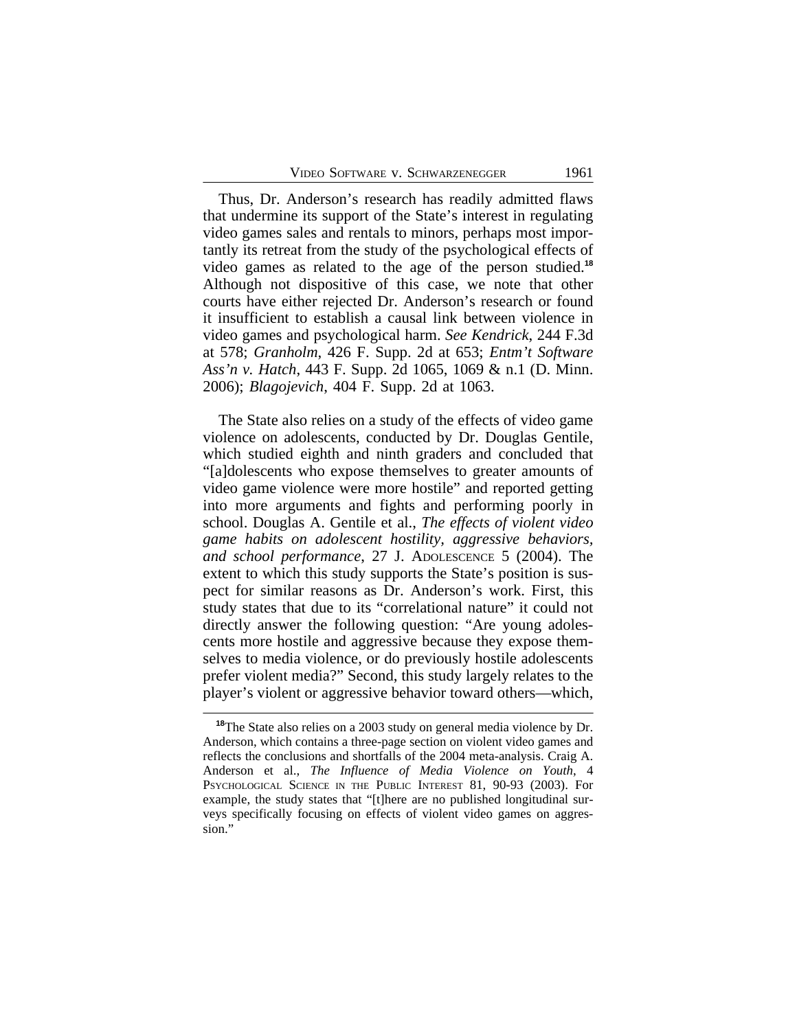Thus, Dr. Anderson's research has readily admitted flaws that undermine its support of the State's interest in regulating video games sales and rentals to minors, perhaps most importantly its retreat from the study of the psychological effects of video games as related to the age of the person studied.[18] Although not dispositive of this case, we note that other courts have either rejected Dr. Anderson's research or found it insufficient to establish a causal link between violence in video games and psychological harm. *See Kendrick*, 244 F.3d at 578; *Granholm*, 426 F. Supp. 2d at 653; *Entm't Software Ass'n v. Hatch*, 443 F. Supp. 2d 1065, 1069 & n.1 (D. Minn. 2006); *Blagojevich*, 404 F. Supp. 2d at 1063.

The State also relies on a study of the effects of video game violence on adolescents, conducted by Dr. Douglas Gentile, which studied eighth and ninth graders and concluded that "[a]dolescents who expose themselves to greater amounts of video game violence were more hostile" and reported getting into more arguments and fights and performing poorly in school. Douglas A. Gentile et al., *The effects of violent video game habits on adolescent hostility, aggressive behaviors, and school performance*, 27 J. ADOLESCENCE 5 (2004). The extent to which this study supports the State's position is suspect for similar reasons as Dr. Anderson's work. First, this study states that due to its "correlational nature" it could not directly answer the following question: "Are young adolescents more hostile and aggressive because they expose themselves to media violence, or do previously hostile adolescents prefer violent media?" Second, this study largely relates to the player's violent or aggressive behavior toward others—which,

[18] The State also relies on a 2003 study on general media violence by Dr. Anderson, which contains a three-page section on violent video games and reflects the conclusions and shortfalls of the 2004 meta-analysis. Craig A. Anderson et al., *The Influence of Media Violence on Youth*, 4 PSYCHOLOGICAL SCIENCE IN THE PUBLIC INTEREST 81, 90-93 (2003). For example, the study states that "[t]here are no published longitudinal surveys specifically focusing on effects of violent video games on aggression."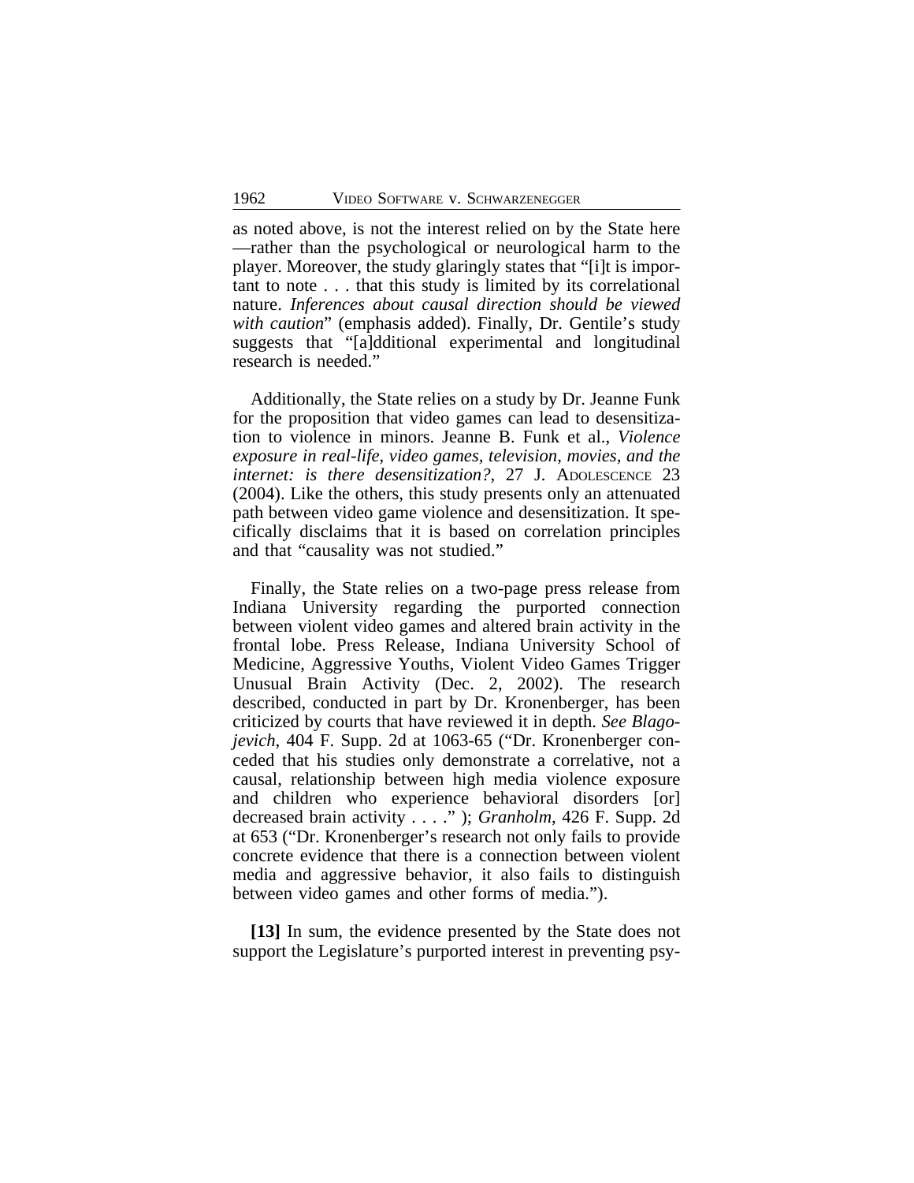as noted above, is not the interest relied on by the State here —rather than the psychological or neurological harm to the player. Moreover, the study glaringly states that "[i]t is important to note . . . that this study is limited by its correlational nature. *Inferences about causal direction should be viewed with caution*" (emphasis added). Finally, Dr. Gentile's study suggests that "[a]dditional experimental and longitudinal research is needed."

Additionally, the State relies on a study by Dr. Jeanne Funk for the proposition that video games can lead to desensitization to violence in minors. Jeanne B. Funk et al., *Violence exposure in real-life, video games, television, movies, and the internet: is there desensitization?*, 27 J. ADOLESCENCE 23 (2004). Like the others, this study presents only an attenuated path between video game violence and desensitization. It specifically disclaims that it is based on correlation principles and that "causality was not studied."

Finally, the State relies on a two-page press release from Indiana University regarding the purported connection between violent video games and altered brain activity in the frontal lobe. Press Release, Indiana University School of Medicine, Aggressive Youths, Violent Video Games Trigger Unusual Brain Activity (Dec. 2, 2002). The research described, conducted in part by Dr. Kronenberger, has been criticized by courts that have reviewed it in depth. *See Blagojevich*, 404 F. Supp. 2d at 1063-65 ("Dr. Kronenberger conceded that his studies only demonstrate a correlative, not a causal, relationship between high media violence exposure and children who experience behavioral disorders [or] decreased brain activity . . . ." ); *Granholm*, 426 F. Supp. 2d at 653 ("Dr. Kronenberger's research not only fails to provide concrete evidence that there is a connection between violent media and aggressive behavior, it also fails to distinguish between video games and other forms of media.").

**[13]** In sum, the evidence presented by the State does not support the Legislature's purported interest in preventing psy-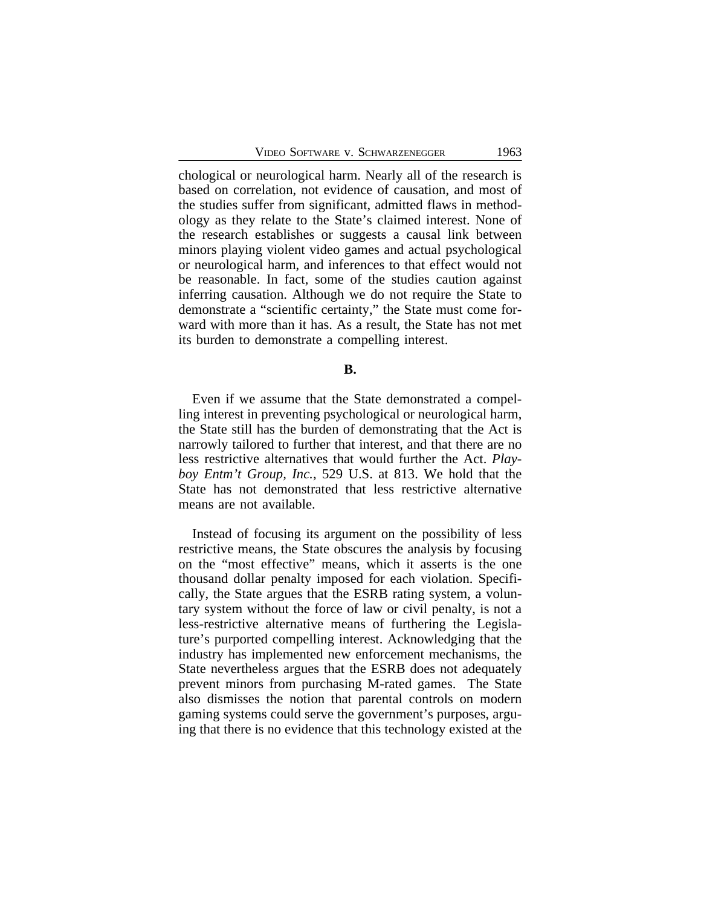chological or neurological harm. Nearly all of the research is based on correlation, not evidence of causation, and most of the studies suffer from significant, admitted flaws in methodology as they relate to the State's claimed interest. None of the research establishes or suggests a causal link between minors playing violent video games and actual psychological or neurological harm, and inferences to that effect would not be reasonable. In fact, some of the studies caution against inferring causation. Although we do not require the State to demonstrate a "scientific certainty," the State must come forward with more than it has. As a result, the State has not met its burden to demonstrate a compelling interest.

**B.**

Even if we assume that the State demonstrated a compelling interest in preventing psychological or neurological harm, the State still has the burden of demonstrating that the Act is narrowly tailored to further that interest, and that there are no less restrictive alternatives that would further the Act. *Playboy Entm't Group, Inc.*, 529 U.S. at 813. We hold that the State has not demonstrated that less restrictive alternative means are not available.

Instead of focusing its argument on the possibility of less restrictive means, the State obscures the analysis by focusing on the "most effective" means, which it asserts is the one thousand dollar penalty imposed for each violation. Specifically, the State argues that the ESRB rating system, a voluntary system without the force of law or civil penalty, is not a less-restrictive alternative means of furthering the Legislature's purported compelling interest. Acknowledging that the industry has implemented new enforcement mechanisms, the State nevertheless argues that the ESRB does not adequately prevent minors from purchasing M-rated games. The State also dismisses the notion that parental controls on modern gaming systems could serve the government's purposes, arguing that there is no evidence that this technology existed at the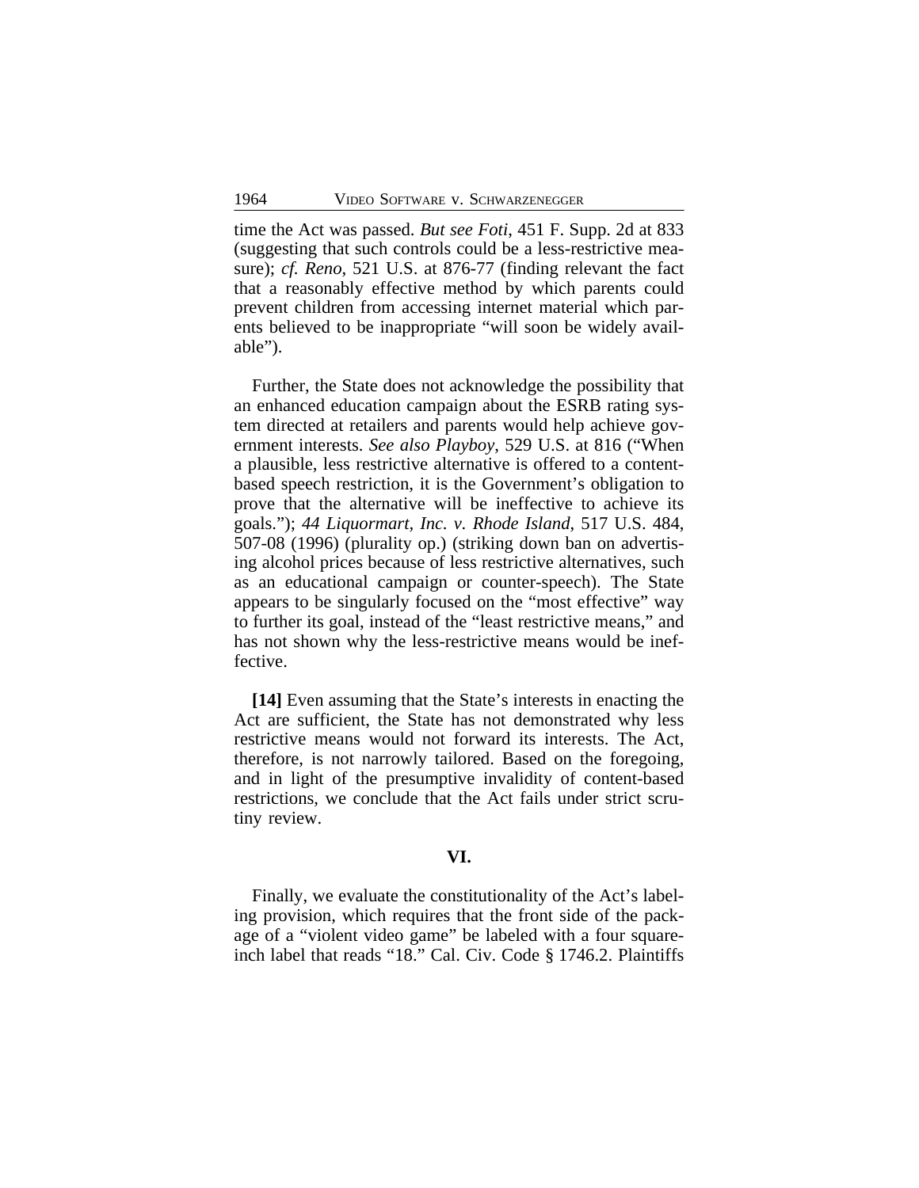time the Act was passed. *But see Foti*, 451 F. Supp. 2d at 833 (suggesting that such controls could be a less-restrictive measure); *cf. Reno*, 521 U.S. at 876-77 (finding relevant the fact that a reasonably effective method by which parents could prevent children from accessing internet material which parents believed to be inappropriate "will soon be widely available").

Further, the State does not acknowledge the possibility that an enhanced education campaign about the ESRB rating system directed at retailers and parents would help achieve government interests. *See also Playboy*, 529 U.S. at 816 ("When a plausible, less restrictive alternative is offered to a content-based speech restriction, it is the Government's obligation to prove that the alternative will be ineffective to achieve its goals."); *44 Liquormart, Inc. v. Rhode Island*, 517 U.S. 484, 507-08 (1996) (plurality op.) (striking down ban on advertising alcohol prices because of less restrictive alternatives, such as an educational campaign or counter-speech). The State appears to be singularly focused on the "most effective" way to further its goal, instead of the "least restrictive means," and has not shown why the less-restrictive means would be ineffective.

**[14]** Even assuming that the State's interests in enacting the Act are sufficient, the State has not demonstrated why less restrictive means would not forward its interests. The Act, therefore, is not narrowly tailored. Based on the foregoing, and in light of the presumptive invalidity of content-based restrictions, we conclude that the Act fails under strict scrutiny review.

## VI.

Finally, we evaluate the constitutionality of the Act's labeling provision, which requires that the front side of the package of a "violent video game" be labeled with a four square-inch label that reads "18." Cal. Civ. Code § 1746.2. Plaintiffs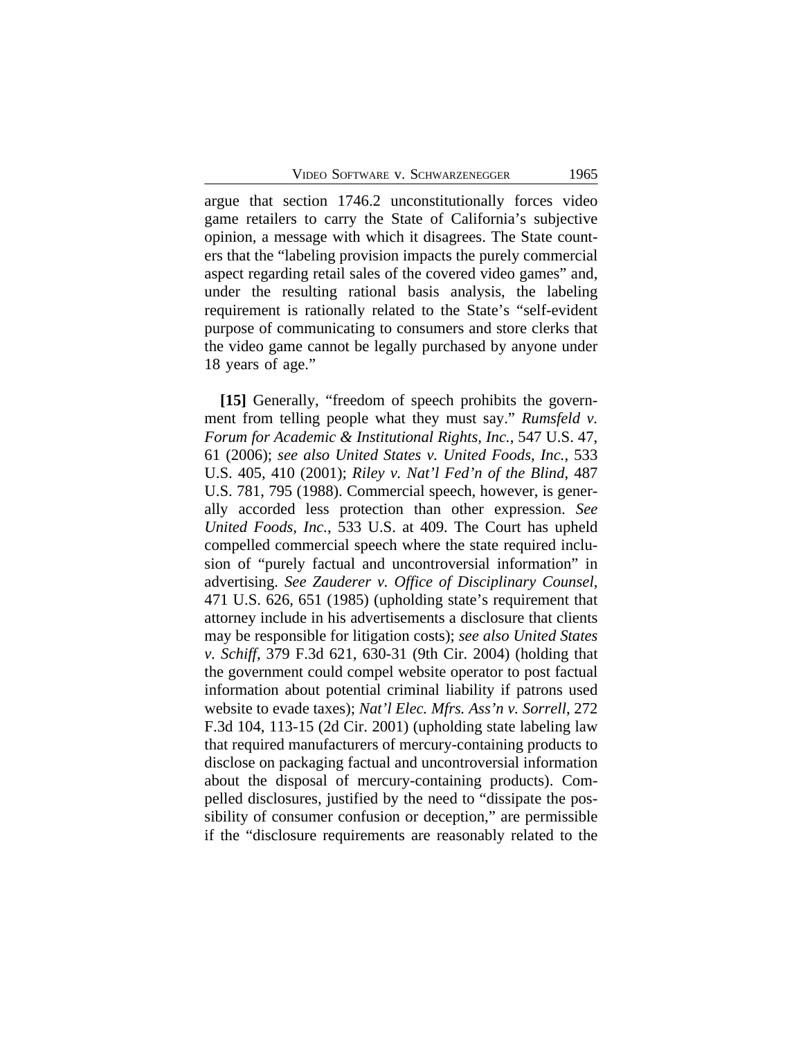argue that section 1746.2 unconstitutionally forces video game retailers to carry the State of California's subjective opinion, a message with which it disagrees. The State counters that the "labeling provision impacts the purely commercial aspect regarding retail sales of the covered video games" and, under the resulting rational basis analysis, the labeling requirement is rationally related to the State's "self-evident purpose of communicating to consumers and store clerks that the video game cannot be legally purchased by anyone under 18 years of age."

**[15]** Generally, "freedom of speech prohibits the government from telling people what they must say." *Rumsfeld v. Forum for Academic & Institutional Rights, Inc.*, 547 U.S. 47, 61 (2006); *see also United States v. United Foods, Inc.*, 533 U.S. 405, 410 (2001); *Riley v. Nat'l Fed'n of the Blind*, 487 U.S. 781, 795 (1988). Commercial speech, however, is generally accorded less protection than other expression. *See United Foods, Inc.*, 533 U.S. at 409. The Court has upheld compelled commercial speech where the state required inclusion of "purely factual and uncontroversial information" in advertising. *See Zauderer v. Office of Disciplinary Counsel*, 471 U.S. 626, 651 (1985) (upholding state's requirement that attorney include in his advertisements a disclosure that clients may be responsible for litigation costs); *see also United States v. Schiff*, 379 F.3d 621, 630-31 (9th Cir. 2004) (holding that the government could compel website operator to post factual information about potential criminal liability if patrons used website to evade taxes); *Nat'l Elec. Mfrs. Ass'n v. Sorrell*, 272 F.3d 104, 113-15 (2d Cir. 2001) (upholding state labeling law that required manufacturers of mercury-containing products to disclose on packaging factual and uncontroversial information about the disposal of mercury-containing products). Compelled disclosures, justified by the need to "dissipate the possibility of consumer confusion or deception," are permissible if the "disclosure requirements are reasonably related to the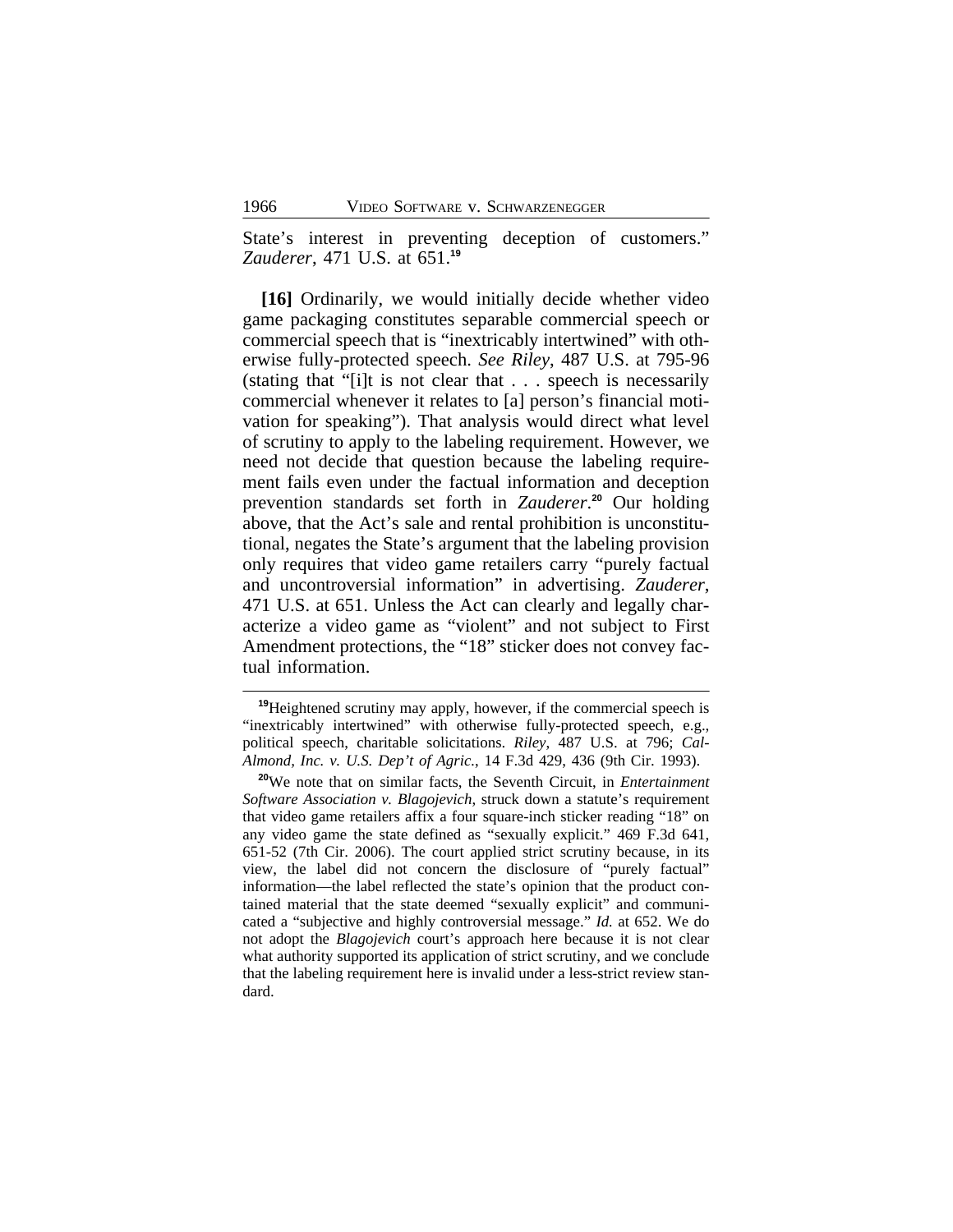State's interest in preventing deception of customers." *Zauderer*, 471 U.S. at 651.[19]

**[16]** Ordinarily, we would initially decide whether video game packaging constitutes separable commercial speech or commercial speech that is "inextricably intertwined" with otherwise fully-protected speech. *See Riley*, 487 U.S. at 795-96 (stating that "[i]t is not clear that . . . speech is necessarily commercial whenever it relates to [a] person's financial motivation for speaking"). That analysis would direct what level of scrutiny to apply to the labeling requirement. However, we need not decide that question because the labeling requirement fails even under the factual information and deception prevention standards set forth in *Zauderer*.[20] Our holding above, that the Act's sale and rental prohibition is unconstitutional, negates the State's argument that the labeling provision only requires that video game retailers carry "purely factual and uncontroversial information" in advertising. *Zauderer*, 471 U.S. at 651. Unless the Act can clearly and legally characterize a video game as "violent" and not subject to First Amendment protections, the "18" sticker does not convey factual information.

---

[19] Heightened scrutiny may apply, however, if the commercial speech is "inextricably intertwined" with otherwise fully-protected speech, e.g., political speech, charitable solicitations. *Riley*, 487 U.S. at 796; *Cal-Almond, Inc. v. U.S. Dep't of Agric.*, 14 F.3d 429, 436 (9th Cir. 1993).

[20] We note that on similar facts, the Seventh Circuit, in *Entertainment Software Association v. Blagojevich*, struck down a statute's requirement that video game retailers affix a four square-inch sticker reading "18" on any video game the state defined as "sexually explicit." 469 F.3d 641, 651-52 (7th Cir. 2006). The court applied strict scrutiny because, in its view, the label did not concern the disclosure of "purely factual" information—the label reflected the state's opinion that the product contained material that the state deemed "sexually explicit" and communicated a "subjective and highly controversial message." *Id.* at 652. We do not adopt the *Blagojevich* court's approach here because it is not clear what authority supported its application of strict scrutiny, and we conclude that the labeling requirement here is invalid under a less-strict review standard.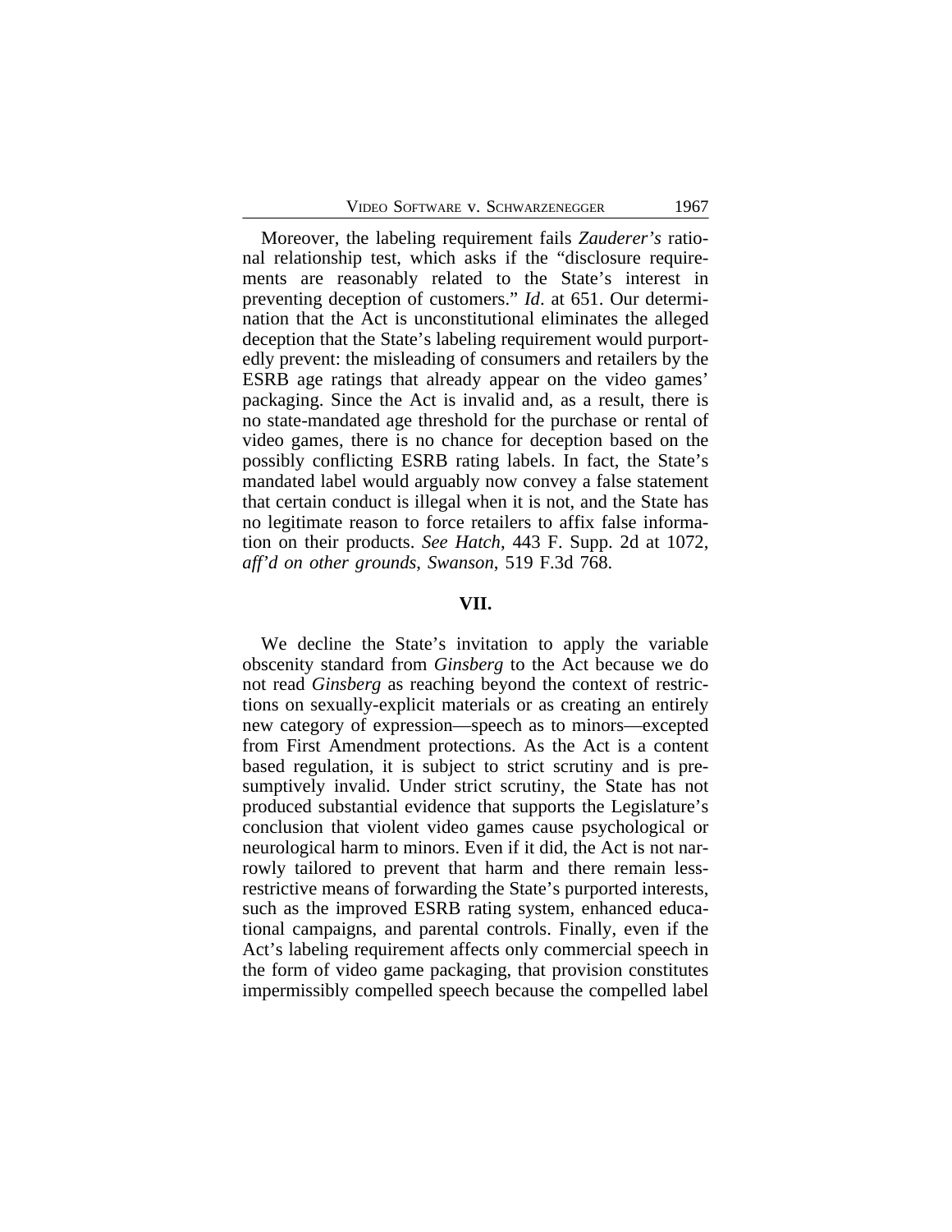Moreover, the labeling requirement fails *Zauderer's* rational relationship test, which asks if the "disclosure requirements are reasonably related to the State's interest in preventing deception of customers." *Id*. at 651. Our determination that the Act is unconstitutional eliminates the alleged deception that the State's labeling requirement would purportedly prevent: the misleading of consumers and retailers by the ESRB age ratings that already appear on the video games' packaging. Since the Act is invalid and, as a result, there is no state-mandated age threshold for the purchase or rental of video games, there is no chance for deception based on the possibly conflicting ESRB rating labels. In fact, the State's mandated label would arguably now convey a false statement that certain conduct is illegal when it is not, and the State has no legitimate reason to force retailers to affix false information on their products. *See Hatch*, 443 F. Supp. 2d at 1072, *aff'd on other grounds*, *Swanson*, 519 F.3d 768.

## VII.

We decline the State's invitation to apply the variable obscenity standard from *Ginsberg* to the Act because we do not read *Ginsberg* as reaching beyond the context of restrictions on sexually-explicit materials or as creating an entirely new category of expression—speech as to minors—excepted from First Amendment protections. As the Act is a content based regulation, it is subject to strict scrutiny and is presumptively invalid. Under strict scrutiny, the State has not produced substantial evidence that supports the Legislature's conclusion that violent video games cause psychological or neurological harm to minors. Even if it did, the Act is not narrowly tailored to prevent that harm and there remain less-restrictive means of forwarding the State's purported interests, such as the improved ESRB rating system, enhanced educational campaigns, and parental controls. Finally, even if the Act's labeling requirement affects only commercial speech in the form of video game packaging, that provision constitutes impermissibly compelled speech because the compelled label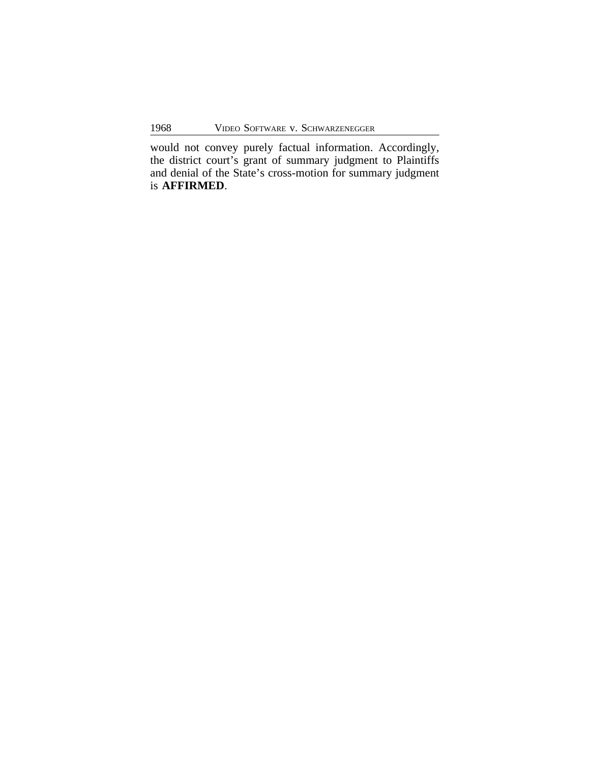would not convey purely factual information. Accordingly, the district court's grant of summary judgment to Plaintiffs and denial of the State's cross-motion for summary judgment is **AFFIRMED**.